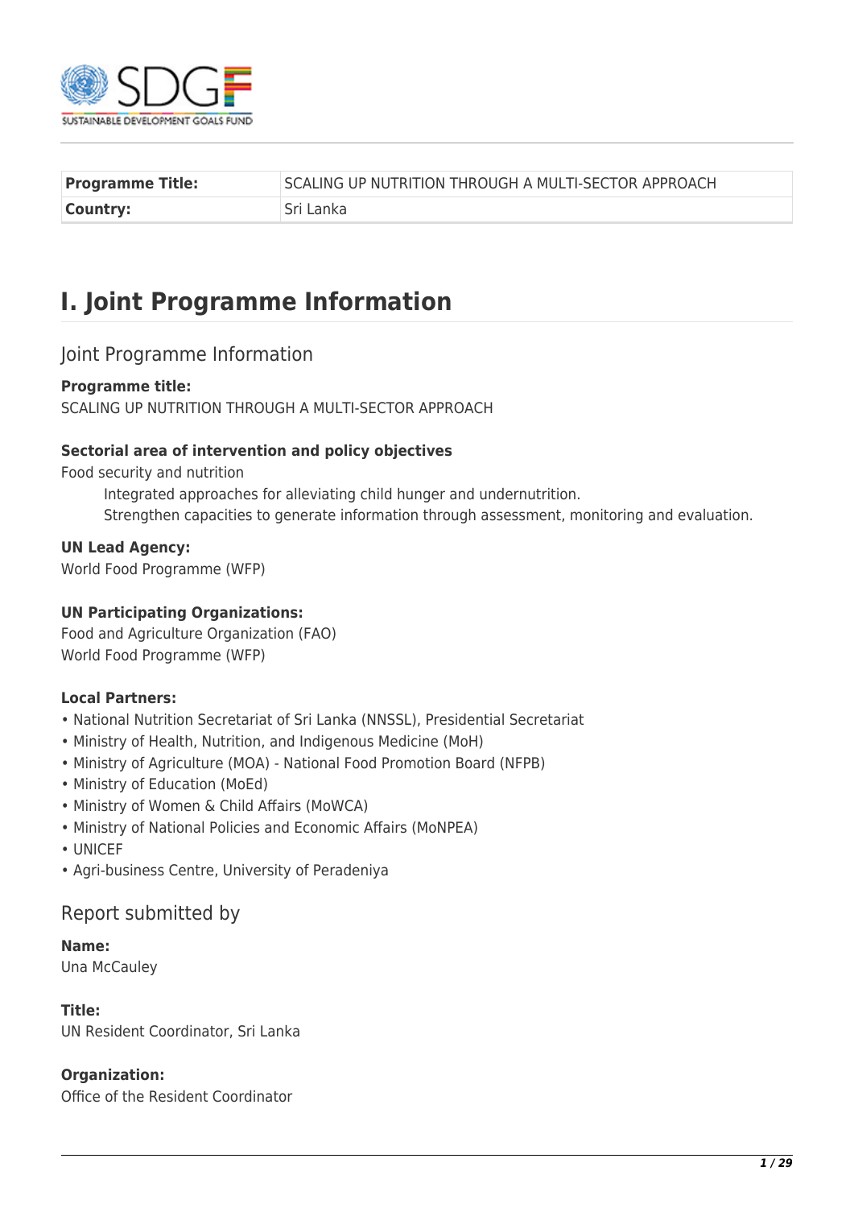| Programme Title: | SCALING UP NUTRITION THROUGH A MULTI-SECTOR APPROACH |
| --- | --- |
| Country: | Sri Lanka |

# I. Joint Programme Information

## Joint Programme Information

**Programme title:**
SCALING UP NUTRITION THROUGH A MULTI-SECTOR APPROACH

**Sectorial area of intervention and policy objectives**
Food security and nutrition
 Integrated approaches for alleviating child hunger and undernutrition.
 Strengthen capacities to generate information through assessment, monitoring and evaluation.

**UN Lead Agency:**
World Food Programme (WFP)

**UN Participating Organizations:**
Food and Agriculture Organization (FAO)
World Food Programme (WFP)

**Local Partners:**
- National Nutrition Secretariat of Sri Lanka (NNSSL), Presidential Secretariat
- Ministry of Health, Nutrition, and Indigenous Medicine (MoH)
- Ministry of Agriculture (MOA) - National Food Promotion Board (NFPB)
- Ministry of Education (MoEd)
- Ministry of Women & Child Affairs (MoWCA)
- Ministry of National Policies and Economic Affairs (MoNPEA)
- UNICEF
- Agri-business Centre, University of Peradeniya

## Report submitted by

**Name:**
Una McCauley

**Title:**
UN Resident Coordinator, Sri Lanka

**Organization:**
Office of the Resident Coordinator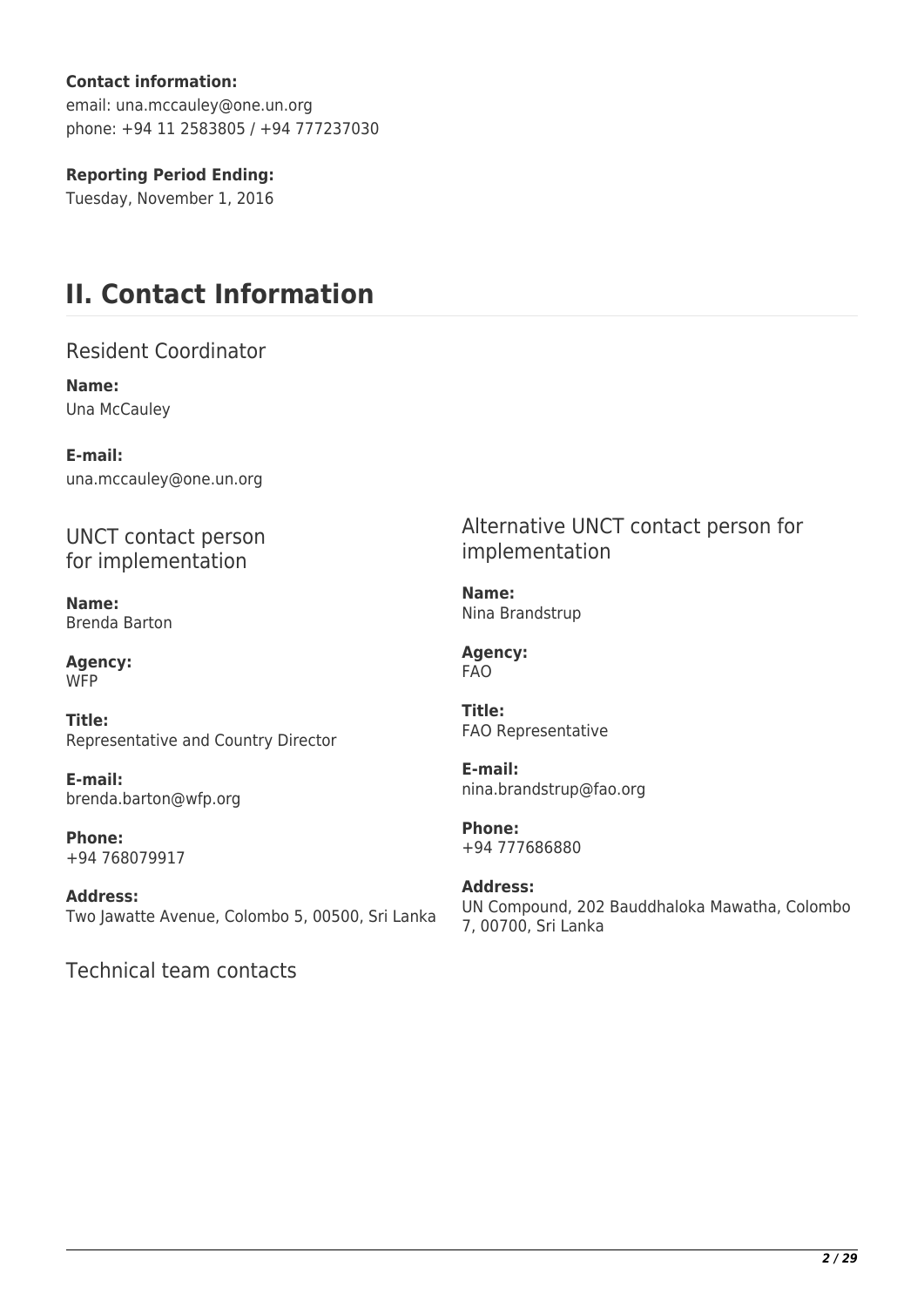**Contact information:**
email: una.mccauley@one.un.org
phone: +94 11 2583805 / +94 777237030

**Reporting Period Ending:**
Tuesday, November 1, 2016

# II. Contact Information

## Resident Coordinator

**Name:**
Una McCauley

**E-mail:**
una.mccauley@one.un.org

## UNCT contact person for implementation

**Name:**
Brenda Barton

**Agency:**
WFP

**Title:**
Representative and Country Director

**E-mail:**
brenda.barton@wfp.org

**Phone:**
+94 768079917

**Address:**
Two Jawatte Avenue, Colombo 5, 00500, Sri Lanka

## Alternative UNCT contact person for implementation

**Name:**
Nina Brandstrup

**Agency:**
FAO

**Title:**
FAO Representative

**E-mail:**
nina.brandstrup@fao.org

**Phone:**
+94 777686880

**Address:**
UN Compound, 202 Bauddhaloka Mawatha, Colombo 7, 00700, Sri Lanka

## Technical team contacts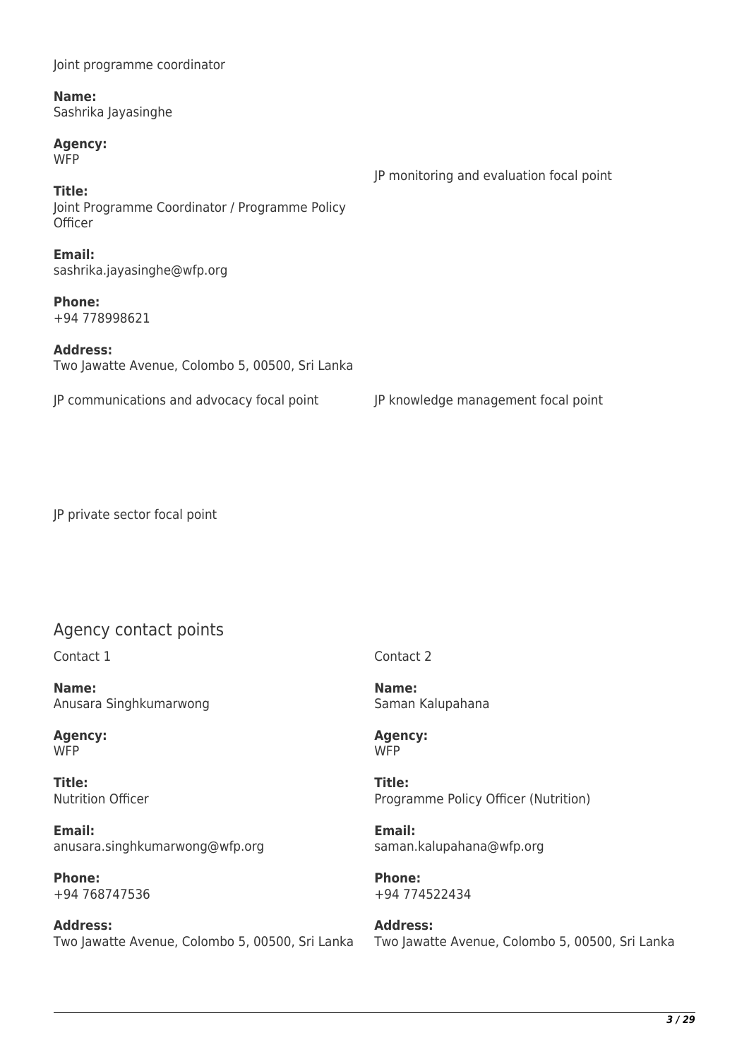Joint programme coordinator

**Name:**
Sashrika Jayasinghe

**Agency:**
WFP

**Title:**
Joint Programme Coordinator / Programme Policy Officer

**Email:**
sashrika.jayasinghe@wfp.org

**Phone:**
+94 778998621

**Address:**
Two Jawatte Avenue, Colombo 5, 00500, Sri Lanka

JP monitoring and evaluation focal point

JP communications and advocacy focal point

JP knowledge management focal point

JP private sector focal point

## Agency contact points

Contact 1

**Name:**
Anusara Singhkumarwong

**Agency:**
WFP

**Title:**
Nutrition Officer

**Email:**
anusara.singhkumarwong@wfp.org

**Phone:**
+94 768747536

**Address:**
Two Jawatte Avenue, Colombo 5, 00500, Sri Lanka

Contact 2

**Name:**
Saman Kalupahana

**Agency:**
WFP

**Title:**
Programme Policy Officer (Nutrition)

**Email:**
saman.kalupahana@wfp.org

**Phone:**
+94 774522434

**Address:**
Two Jawatte Avenue, Colombo 5, 00500, Sri Lanka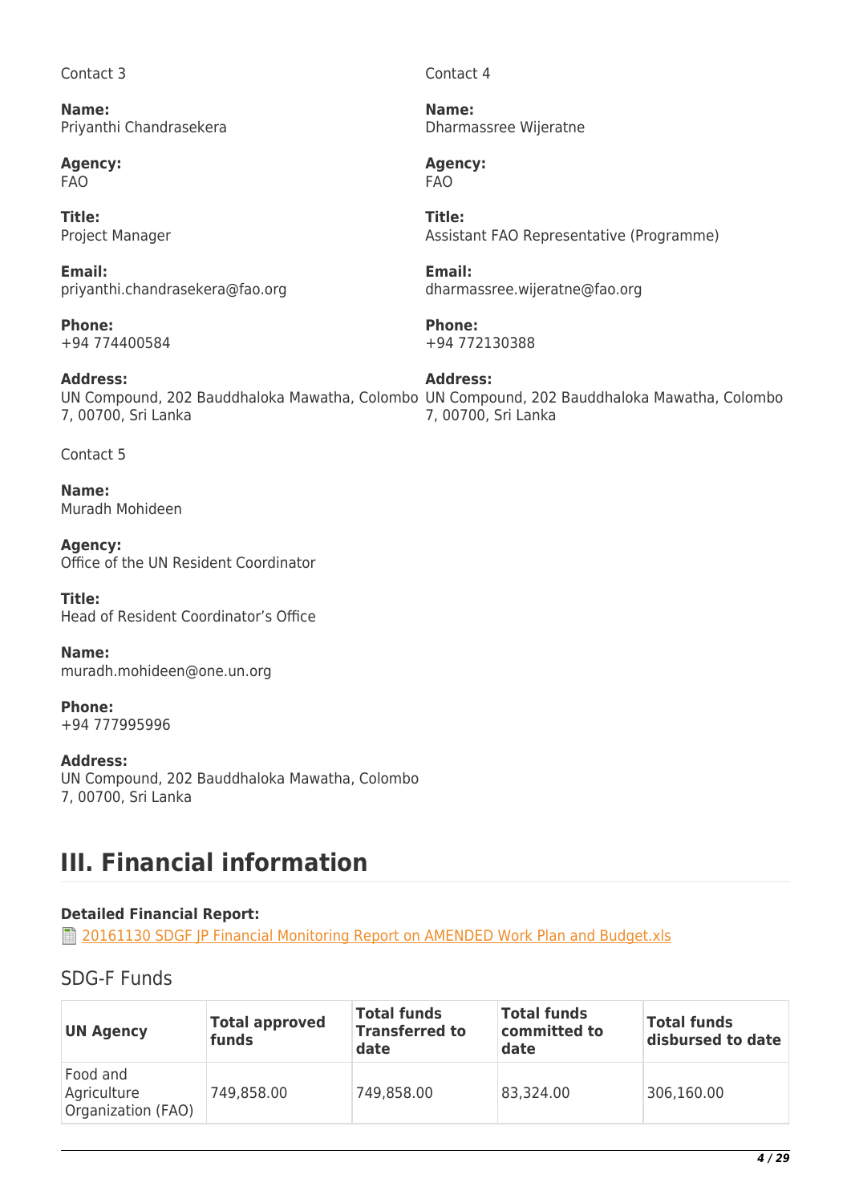Contact 3

**Name:**
Priyanthi Chandrasekera

**Agency:**
FAO

**Title:**
Project Manager

**Email:**
priyanthi.chandrasekera@fao.org

**Phone:**
+94 774400584

**Address:**
UN Compound, 202 Bauddhaloka Mawatha, Colombo 7, 00700, Sri Lanka

Contact 4

**Name:**
Dharmassree Wijeratne

**Agency:**
FAO

**Title:**
Assistant FAO Representative (Programme)

**Email:**
dharmassree.wijeratne@fao.org

**Phone:**
+94 772130388

**Address:**
UN Compound, 202 Bauddhaloka Mawatha, Colombo 7, 00700, Sri Lanka

Contact 5

**Name:**
Muradh Mohideen

**Agency:**
Office of the UN Resident Coordinator

**Title:**
Head of Resident Coordinator's Office

**Name:**
muradh.mohideen@one.un.org

**Phone:**
+94 777995996

**Address:**
UN Compound, 202 Bauddhaloka Mawatha, Colombo 7, 00700, Sri Lanka

# III. Financial information

**Detailed Financial Report:**
20161130 SDGF JP Financial Monitoring Report on AMENDED Work Plan and Budget.xls

## SDG-F Funds

| UN Agency | Total approved funds | Total funds Transferred to date | Total funds committed to date | Total funds disbursed to date |
|---|---|---|---|---|
| Food and Agriculture Organization (FAO) | 749,858.00 | 749,858.00 | 83,324.00 | 306,160.00 |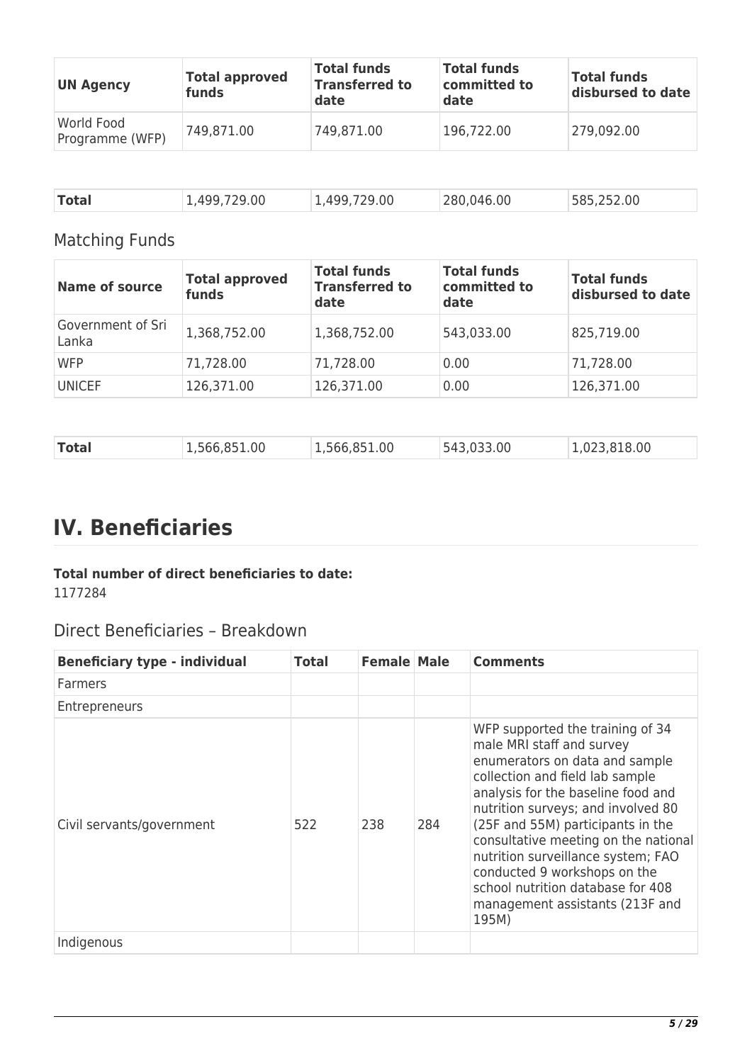| UN Agency | Total approved funds | Total funds Transferred to date | Total funds committed to date | Total funds disbursed to date |
| --- | --- | --- | --- | --- |
| World Food Programme (WFP) | 749,871.00 | 749,871.00 | 196,722.00 | 279,092.00 |
| **Total** | 1,499,729.00 | 1,499,729.00 | 280,046.00 | 585,252.00 |

## Matching Funds

| Name of source | Total approved funds | Total funds Transferred to date | Total funds committed to date | Total funds disbursed to date |
| --- | --- | --- | --- | --- |
| Government of Sri Lanka | 1,368,752.00 | 1,368,752.00 | 543,033.00 | 825,719.00 |
| WFP | 71,728.00 | 71,728.00 | 0.00 | 71,728.00 |
| UNICEF | 126,371.00 | 126,371.00 | 0.00 | 126,371.00 |
| **Total** | 1,566,851.00 | 1,566,851.00 | 543,033.00 | 1,023,818.00 |

# IV. Beneficiaries

**Total number of direct beneficiaries to date:**
1177284

## Direct Beneficiaries – Breakdown

| Beneficiary type - individual | Total | Female | Male | Comments |
| --- | --- | --- | --- | --- |
| Farmers | | | | |
| Entrepreneurs | | | | |
| Civil servants/government | 522 | 238 | 284 | WFP supported the training of 34 male MRI staff and survey enumerators on data and sample collection and field lab sample analysis for the baseline food and nutrition surveys; and involved 80 (25F and 55M) participants in the consultative meeting on the national nutrition surveillance system; FAO conducted 9 workshops on the school nutrition database for 408 management assistants (213F and 195M) |
| Indigenous | | | | |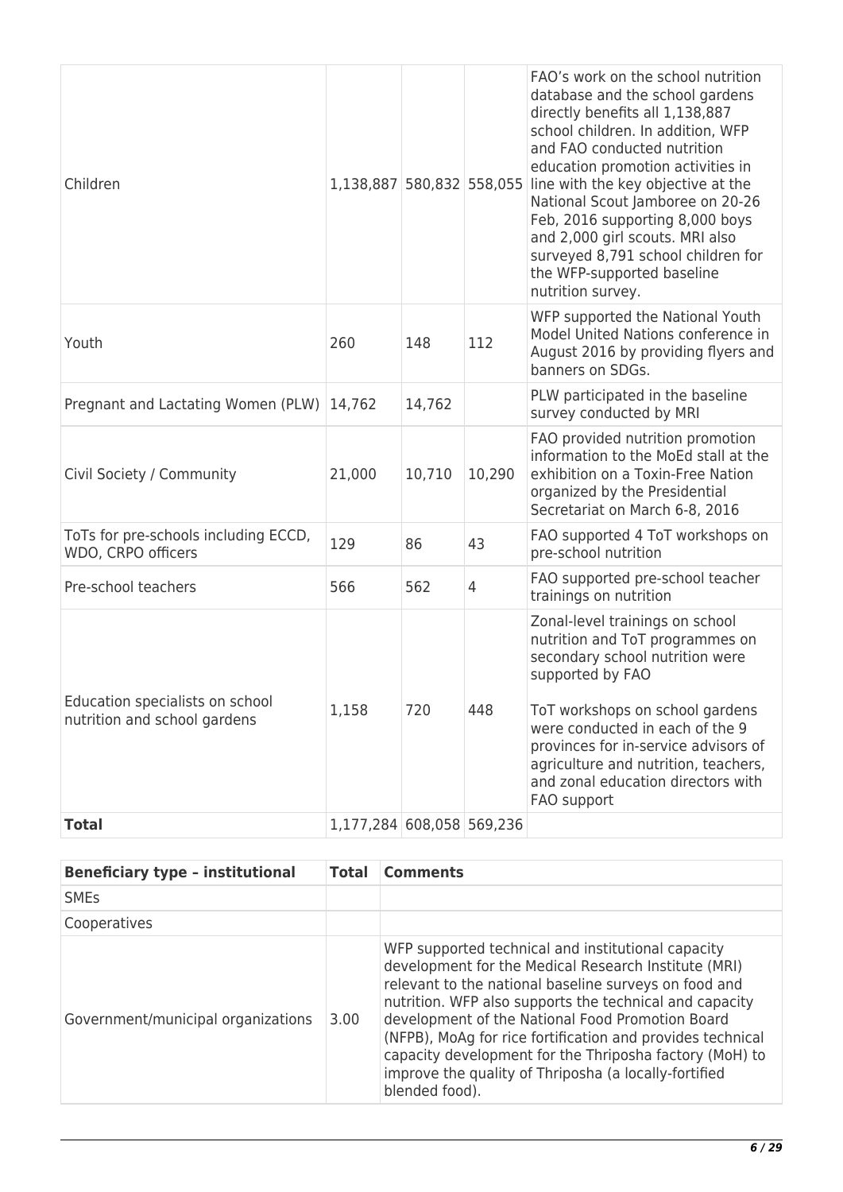| | | | | |
|---|---|---|---|---|
| Children | 1,138,887 | 580,832 | 558,055 | FAO's work on the school nutrition database and the school gardens directly benefits all 1,138,887 school children. In addition, WFP and FAO conducted nutrition education promotion activities in line with the key objective at the National Scout Jamboree on 20-26 Feb, 2016 supporting 8,000 boys and 2,000 girl scouts. MRI also surveyed 8,791 school children for the WFP-supported baseline nutrition survey. |
| Youth | 260 | 148 | 112 | WFP supported the National Youth Model United Nations conference in August 2016 by providing flyers and banners on SDGs. |
| Pregnant and Lactating Women (PLW) | 14,762 | 14,762 | | PLW participated in the baseline survey conducted by MRI |
| Civil Society / Community | 21,000 | 10,710 | 10,290 | FAO provided nutrition promotion information to the MoEd stall at the exhibition on a Toxin-Free Nation organized by the Presidential Secretariat on March 6-8, 2016 |
| ToTs for pre-schools including ECCD, WDO, CRPO officers | 129 | 86 | 43 | FAO supported 4 ToT workshops on pre-school nutrition |
| Pre-school teachers | 566 | 562 | 4 | FAO supported pre-school teacher trainings on nutrition |
| Education specialists on school nutrition and school gardens | 1,158 | 720 | 448 | Zonal-level trainings on school nutrition and ToT programmes on secondary school nutrition were supported by FAO<br><br>ToT workshops on school gardens were conducted in each of the 9 provinces for in-service advisors of agriculture and nutrition, teachers, and zonal education directors with FAO support |
| **Total** | 1,177,284 | 608,058 | 569,236 | |

| **Beneficiary type – institutional** | **Total** | **Comments** |
|---|---|---|
| SMEs | | |
| Cooperatives | | |
| Government/municipal organizations | 3.00 | WFP supported technical and institutional capacity development for the Medical Research Institute (MRI) relevant to the national baseline surveys on food and nutrition. WFP also supports the technical and capacity development of the National Food Promotion Board (NFPB), MoAg for rice fortification and provides technical capacity development for the Thriposha factory (MoH) to improve the quality of Thriposha (a locally-fortified blended food). |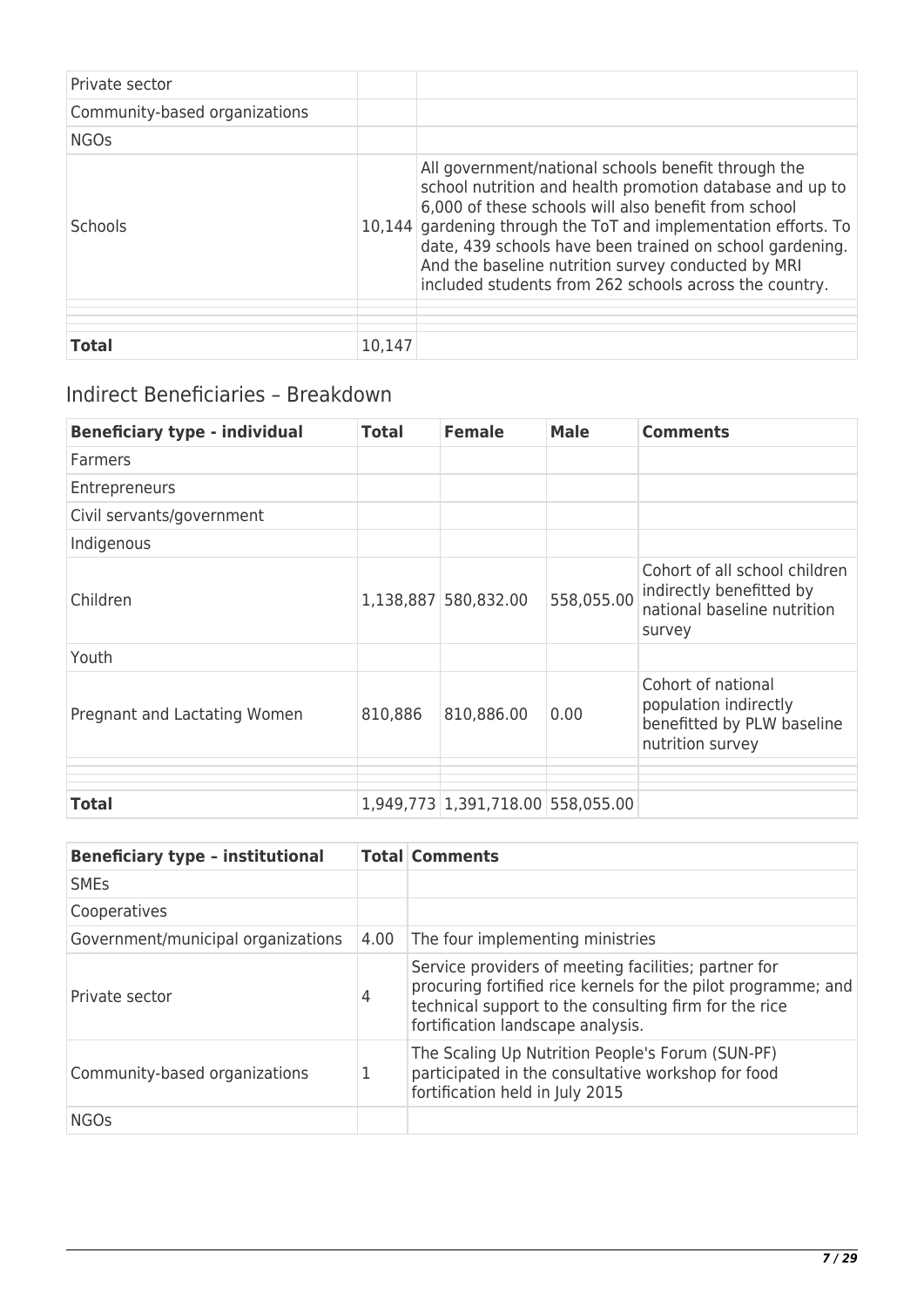| | | |
|---|---|---|
| Private sector | | |
| Community-based organizations | | |
| NGOs | | |
| Schools | 10,144 | All government/national schools benefit through the school nutrition and health promotion database and up to 6,000 of these schools will also benefit from school gardening through the ToT and implementation efforts. To date, 439 schools have been trained on school gardening. And the baseline nutrition survey conducted by MRI included students from 262 schools across the country. |
| | | |
| | | |
| **Total** | 10,147 | |

## Indirect Beneficiaries – Breakdown

| **Beneficiary type - individual** | **Total** | **Female** | **Male** | **Comments** |
|---|---|---|---|---|
| Farmers | | | | |
| Entrepreneurs | | | | |
| Civil servants/government | | | | |
| Indigenous | | | | |
| Children | 1,138,887 | 580,832.00 | 558,055.00 | Cohort of all school children indirectly benefitted by national baseline nutrition survey |
| Youth | | | | |
| Pregnant and Lactating Women | 810,886 | 810,886.00 | 0.00 | Cohort of national population indirectly benefitted by PLW baseline nutrition survey |
| | | | | |
| | | | | |
| **Total** | 1,949,773 | 1,391,718.00 | 558,055.00 | |

| **Beneficiary type – institutional** | **Total** | **Comments** |
|---|---|---|
| SMEs | | |
| Cooperatives | | |
| Government/municipal organizations | 4.00 | The four implementing ministries |
| Private sector | 4 | Service providers of meeting facilities; partner for procuring fortified rice kernels for the pilot programme; and technical support to the consulting firm for the rice fortification landscape analysis. |
| Community-based organizations | 1 | The Scaling Up Nutrition People's Forum (SUN-PF) participated in the consultative workshop for food fortification held in July 2015 |
| NGOs | | |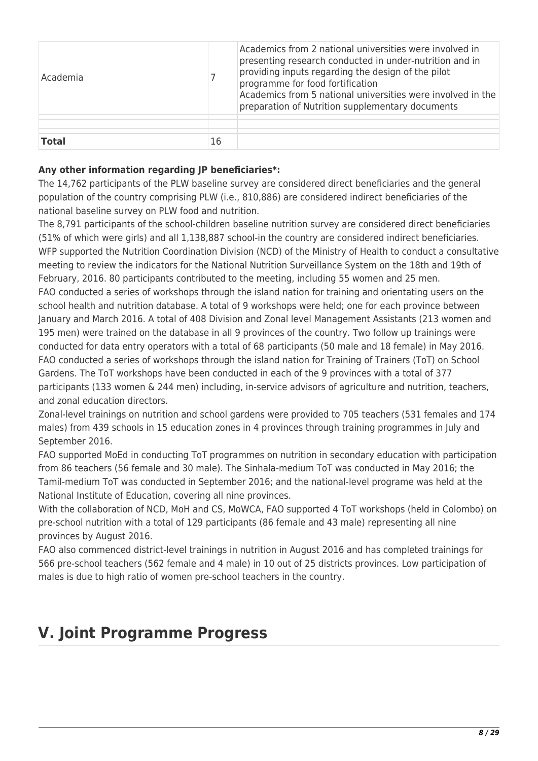| | | |
|---|---|---|
| Academia | 7 | Academics from 2 national universities were involved in presenting research conducted in under-nutrition and in providing inputs regarding the design of the pilot programme for food fortification<br>Academics from 5 national universities were involved in the preparation of Nutrition supplementary documents |
| | | |
| | | |
| | | |
| **Total** | 16 | |

**Any other information regarding JP beneficiaries*:**

The 14,762 participants of the PLW baseline survey are considered direct beneficiaries and the general population of the country comprising PLW (i.e., 810,886) are considered indirect beneficiaries of the national baseline survey on PLW food and nutrition.

The 8,791 participants of the school-children baseline nutrition survey are considered direct beneficiaries (51% of which were girls) and all 1,138,887 school-in the country are considered indirect beneficiaries.

WFP supported the Nutrition Coordination Division (NCD) of the Ministry of Health to conduct a consultative meeting to review the indicators for the National Nutrition Surveillance System on the 18th and 19th of February, 2016. 80 participants contributed to the meeting, including 55 women and 25 men.

FAO conducted a series of workshops through the island nation for training and orientating users on the school health and nutrition database. A total of 9 workshops were held; one for each province between January and March 2016. A total of 408 Division and Zonal level Management Assistants (213 women and 195 men) were trained on the database in all 9 provinces of the country. Two follow up trainings were conducted for data entry operators with a total of 68 participants (50 male and 18 female) in May 2016.

FAO conducted a series of workshops through the island nation for Training of Trainers (ToT) on School Gardens. The ToT workshops have been conducted in each of the 9 provinces with a total of 377 participants (133 women & 244 men) including, in-service advisors of agriculture and nutrition, teachers, and zonal education directors.

Zonal-level trainings on nutrition and school gardens were provided to 705 teachers (531 females and 174 males) from 439 schools in 15 education zones in 4 provinces through training programmes in July and September 2016.

FAO supported MoEd in conducting ToT programmes on nutrition in secondary education with participation from 86 teachers (56 female and 30 male). The Sinhala-medium ToT was conducted in May 2016; the Tamil-medium ToT was conducted in September 2016; and the national-level programe was held at the National Institute of Education, covering all nine provinces.

With the collaboration of NCD, MoH and CS, MoWCA, FAO supported 4 ToT workshops (held in Colombo) on pre-school nutrition with a total of 129 participants (86 female and 43 male) representing all nine provinces by August 2016.

FAO also commenced district-level trainings in nutrition in August 2016 and has completed trainings for 566 pre-school teachers (562 female and 4 male) in 10 out of 25 districts provinces. Low participation of males is due to high ratio of women pre-school teachers in the country.

# V. Joint Programme Progress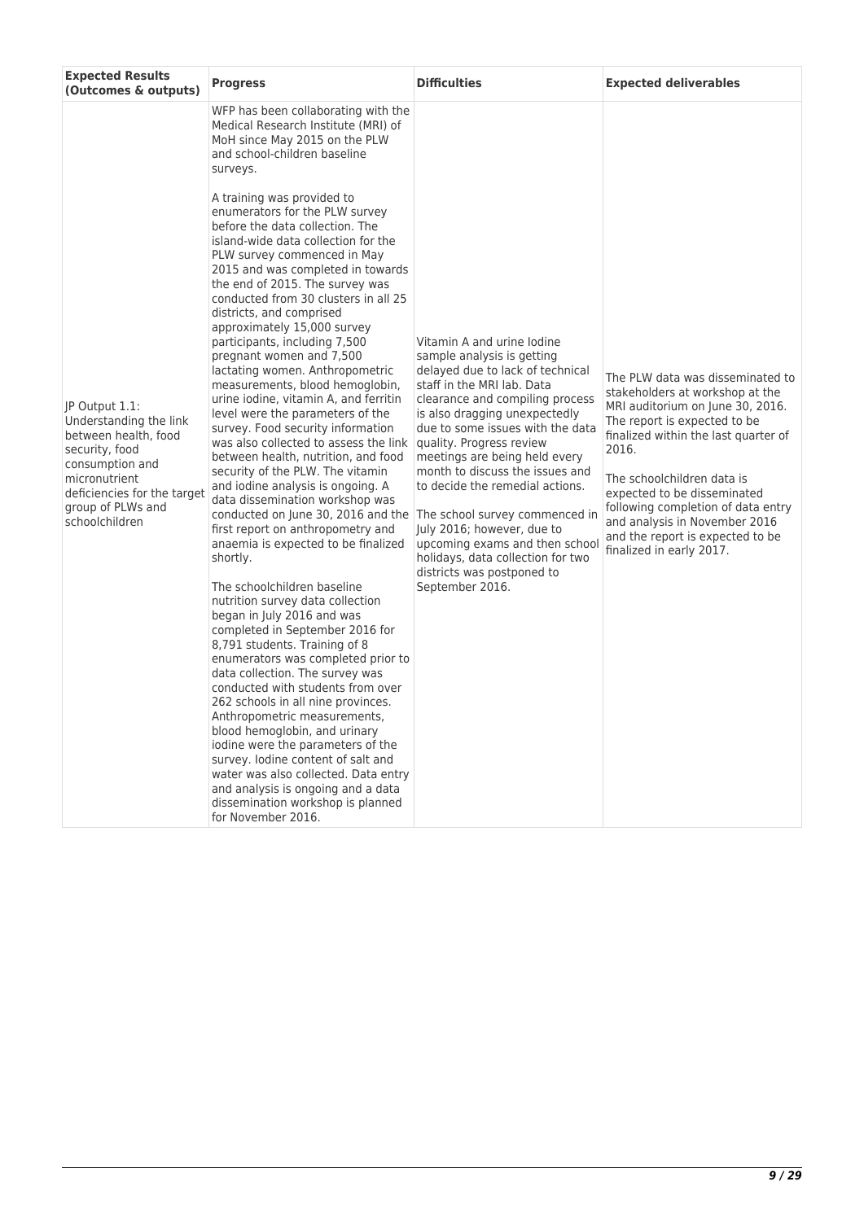| **Expected Results (Outcomes & outputs)** | **Progress** | **Difficulties** | **Expected deliverables** |
|---|---|---|---|
| JP Output 1.1: Understanding the link between health, food security, food consumption and micronutrient deficiencies for the target group of PLWs and schoolchildren | WFP has been collaborating with the Medical Research Institute (MRI) of MoH since May 2015 on the PLW and school-children baseline surveys.<br><br>A training was provided to enumerators for the PLW survey before the data collection. The island-wide data collection for the PLW survey commenced in May 2015 and was completed in towards the end of 2015. The survey was conducted from 30 clusters in all 25 districts, and comprised approximately 15,000 survey participants, including 7,500 pregnant women and 7,500 lactating women. Anthropometric measurements, blood hemoglobin, urine iodine, vitamin A, and ferritin level were the parameters of the survey. Food security information was also collected to assess the link between health, nutrition, and food security of the PLW. The vitamin and iodine analysis is ongoing. A data dissemination workshop was conducted on June 30, 2016 and the first report on anthropometry and anaemia is expected to be finalized shortly.<br><br>The schoolchildren baseline nutrition survey data collection began in July 2016 and was completed in September 2016 for 8,791 students. Training of 8 enumerators was completed prior to data collection. The survey was conducted with students from over 262 schools in all nine provinces. Anthropometric measurements, blood hemoglobin, and urinary iodine were the parameters of the survey. Iodine content of salt and water was also collected. Data entry and analysis is ongoing and a data dissemination workshop is planned for November 2016. | Vitamin A and urine Iodine sample analysis is getting delayed due to lack of technical staff in the MRI lab. Data clearance and compiling process is also dragging unexpectedly due to some issues with the data quality. Progress review meetings are being held every month to discuss the issues and to decide the remedial actions.<br><br>The school survey commenced in July 2016; however, due to upcoming exams and then school holidays, data collection for two districts was postponed to September 2016. | The PLW data was disseminated to stakeholders at workshop at the MRI auditorium on June 30, 2016. The report is expected to be finalized within the last quarter of 2016.<br><br>The schoolchildren data is expected to be disseminated following completion of data entry and analysis in November 2016 and the report is expected to be finalized in early 2017. |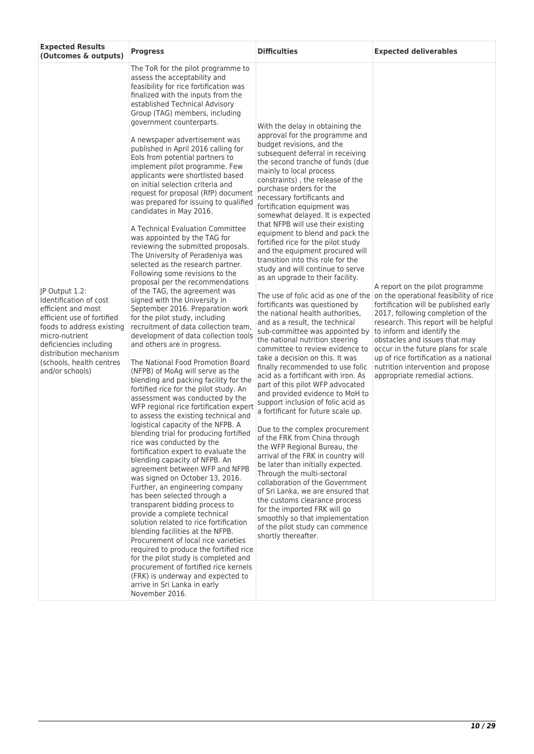| Expected Results (Outcomes & outputs) | Progress | Difficulties | Expected deliverables |
|---|---|---|---|
| JP Output 1.2: Identification of cost efficient and most efficient use of fortified foods to address existing micro-nutrient deficiencies including distribution mechanism (schools, health centres and/or schools) | The ToR for the pilot programme to assess the acceptability and feasibility for rice fortification was finalized with the inputs from the established Technical Advisory Group (TAG) members, including government counterparts.<br><br>A newspaper advertisement was published in April 2016 calling for EoIs from potential partners to implement pilot programme. Few applicants were shortlisted based on initial selection criteria and request for proposal (RfP) document was prepared for issuing to qualified candidates in May 2016.<br><br>A Technical Evaluation Committee was appointed by the TAG for reviewing the submitted proposals. The University of Peradeniya was selected as the research partner. Following some revisions to the proposal per the recommendations of the TAG, the agreement was signed with the University in September 2016. Preparation work for the pilot study, including recruitment of data collection team, development of data collection tools and others are in progress.<br><br>The National Food Promotion Board (NFPB) of MoAg will serve as the blending and packing facility for the fortified rice for the pilot study. An assessment was conducted by the WFP regional rice fortification expert to assess the existing technical and logistical capacity of the NFPB. A blending trial for producing fortified rice was conducted by the fortification expert to evaluate the blending capacity of NFPB. An agreement between WFP and NFPB was signed on October 13, 2016. Further, an engineering company has been selected through a transparent bidding process to provide a complete technical solution related to rice fortification blending facilities at the NFPB. Procurement of local rice varieties required to produce the fortified rice for the pilot study is completed and procurement of fortified rice kernels (FRK) is underway and expected to arrive in Sri Lanka in early November 2016. | With the delay in obtaining the approval for the programme and budget revisions, and the subsequent deferral in receiving the second tranche of funds (due mainly to local process constraints) , the release of the purchase orders for the necessary fortificants and fortification equipment was somewhat delayed. It is expected that NFPB will use their existing equipment to blend and pack the fortified rice for the pilot study and the equipment procured will transition into this role for the study and will continue to serve as an upgrade to their facility.<br><br>The use of folic acid as one of the fortificants was questioned by the national health authorities, and as a result, the technical sub-committee was appointed by the national nutrition steering committee to review evidence to take a decision on this. It was finally recommended to use folic acid as a fortificant with iron. As part of this pilot WFP advocated and provided evidence to MoH to support inclusion of folic acid as a fortificant for future scale up.<br><br>Due to the complex procurement of the FRK from China through the WFP Regional Bureau, the arrival of the FRK in country will be later than initially expected. Through the multi-sectoral collaboration of the Government of Sri Lanka, we are ensured that the customs clearance process for the imported FRK will go smoothly so that implementation of the pilot study can commence shortly thereafter. | A report on the pilot programme on the operational feasibility of rice fortification will be published early 2017, following completion of the research. This report will be helpful to inform and identify the obstacles and issues that may occur in the future plans for scale up of rice fortification as a national nutrition intervention and propose appropriate remedial actions. |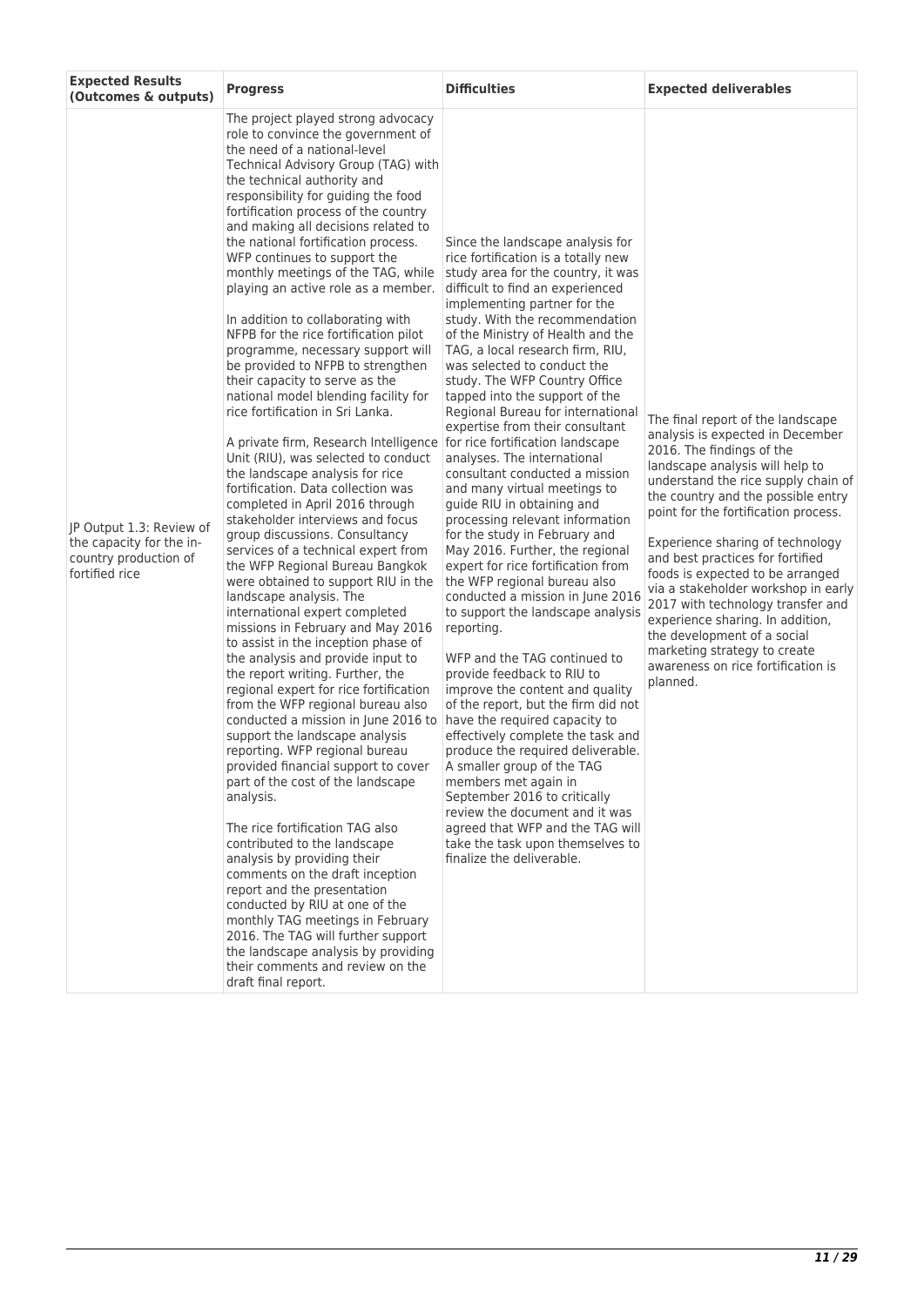| **Expected Results (Outcomes & outputs)** | **Progress** | **Difficulties** | **Expected deliverables** |
|---|---|---|---|
| JP Output 1.3: Review of the capacity for the in-country production of fortified rice | The project played strong advocacy role to convince the government of the need of a national-level Technical Advisory Group (TAG) with the technical authority and responsibility for guiding the food fortification process of the country and making all decisions related to the national fortification process. WFP continues to support the monthly meetings of the TAG, while playing an active role as a member.<br><br>In addition to collaborating with NFPB for the rice fortification pilot programme, necessary support will be provided to NFPB to strengthen their capacity to serve as the national model blending facility for rice fortification in Sri Lanka.<br><br>A private firm, Research Intelligence Unit (RIU), was selected to conduct the landscape analysis for rice fortification. Data collection was completed in April 2016 through stakeholder interviews and focus group discussions. Consultancy services of a technical expert from the WFP Regional Bureau Bangkok were obtained to support RIU in the landscape analysis. The international expert completed missions in February and May 2016 to assist in the inception phase of the analysis and provide input to the report writing. Further, the regional expert for rice fortification from the WFP regional bureau also conducted a mission in June 2016 to support the landscape analysis reporting. WFP regional bureau provided financial support to cover part of the cost of the landscape analysis.<br><br>The rice fortification TAG also contributed to the landscape analysis by providing their comments on the draft inception report and the presentation conducted by RIU at one of the monthly TAG meetings in February 2016. The TAG will further support the landscape analysis by providing their comments and review on the draft final report. | Since the landscape analysis for rice fortification is a totally new study area for the country, it was difficult to find an experienced implementing partner for the study. With the recommendation of the Ministry of Health and the TAG, a local research firm, RIU, was selected to conduct the study. The WFP Country Office tapped into the support of the Regional Bureau for international expertise from their consultant for rice fortification landscape analyses. The international consultant conducted a mission and many virtual meetings to guide RIU in obtaining and processing relevant information for the study in February and May 2016. Further, the regional expert for rice fortification from the WFP regional bureau also conducted a mission in June 2016 to support the landscape analysis reporting.<br><br>WFP and the TAG continued to provide feedback to RIU to improve the content and quality of the report, but the firm did not have the required capacity to effectively complete the task and produce the required deliverable. A smaller group of the TAG members met again in September 2016 to critically review the document and it was agreed that WFP and the TAG will take the task upon themselves to finalize the deliverable. | The final report of the landscape analysis is expected in December 2016. The findings of the landscape analysis will help to understand the rice supply chain of the country and the possible entry point for the fortification process.<br><br>Experience sharing of technology and best practices for fortified foods is expected to be arranged via a stakeholder workshop in early 2017 with technology transfer and experience sharing. In addition, the development of a social marketing strategy to create awareness on rice fortification is planned. |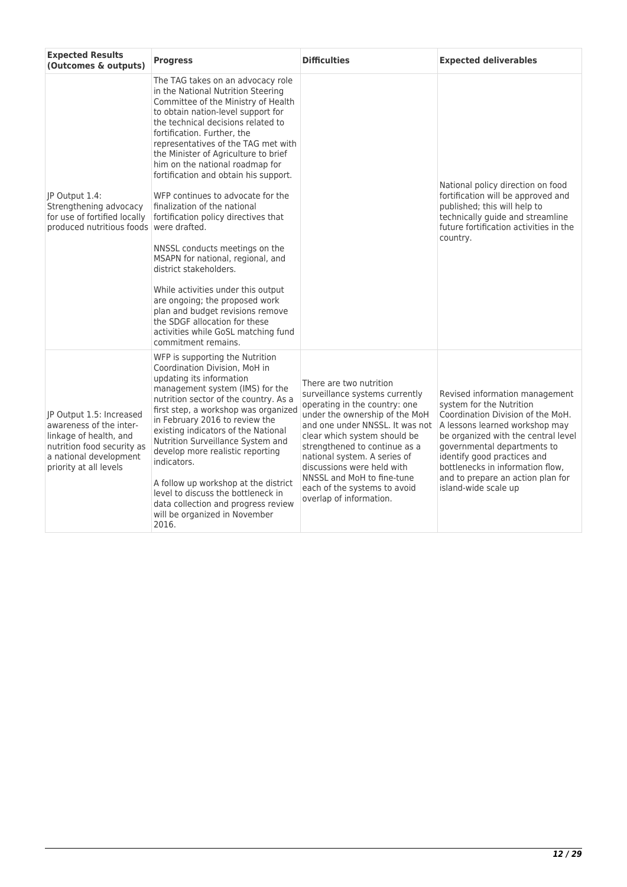| **Expected Results (Outcomes & outputs)** | **Progress** | **Difficulties** | **Expected deliverables** |
|---|---|---|---|
| JP Output 1.4: Strengthening advocacy for use of fortified locally produced nutritious foods | The TAG takes on an advocacy role in the National Nutrition Steering Committee of the Ministry of Health to obtain nation-level support for the technical decisions related to fortification. Further, the representatives of the TAG met with the Minister of Agriculture to brief him on the national roadmap for fortification and obtain his support.<br><br>WFP continues to advocate for the finalization of the national fortification policy directives that were drafted.<br><br>NNSSL conducts meetings on the MSAPN for national, regional, and district stakeholders.<br><br>While activities under this output are ongoing; the proposed work plan and budget revisions remove the SDGF allocation for these activities while GoSL matching fund commitment remains. | | National policy direction on food fortification will be approved and published; this will help to technically guide and streamline future fortification activities in the country. |
| JP Output 1.5: Increased awareness of the inter-linkage of health, and nutrition food security as a national development priority at all levels | WFP is supporting the Nutrition Coordination Division, MoH in updating its information management system (IMS) for the nutrition sector of the country. As a first step, a workshop was organized in February 2016 to review the existing indicators of the National Nutrition Surveillance System and develop more realistic reporting indicators.<br><br>A follow up workshop at the district level to discuss the bottleneck in data collection and progress review will be organized in November 2016. | There are two nutrition surveillance systems currently operating in the country: one under the ownership of the MoH and one under NNSSL. It was not clear which system should be strengthened to continue as a national system. A series of discussions were held with NNSSL and MoH to fine-tune each of the systems to avoid overlap of information. | Revised information management system for the Nutrition Coordination Division of the MoH. A lessons learned workshop may be organized with the central level governmental departments to identify good practices and bottlenecks in information flow, and to prepare an action plan for island-wide scale up |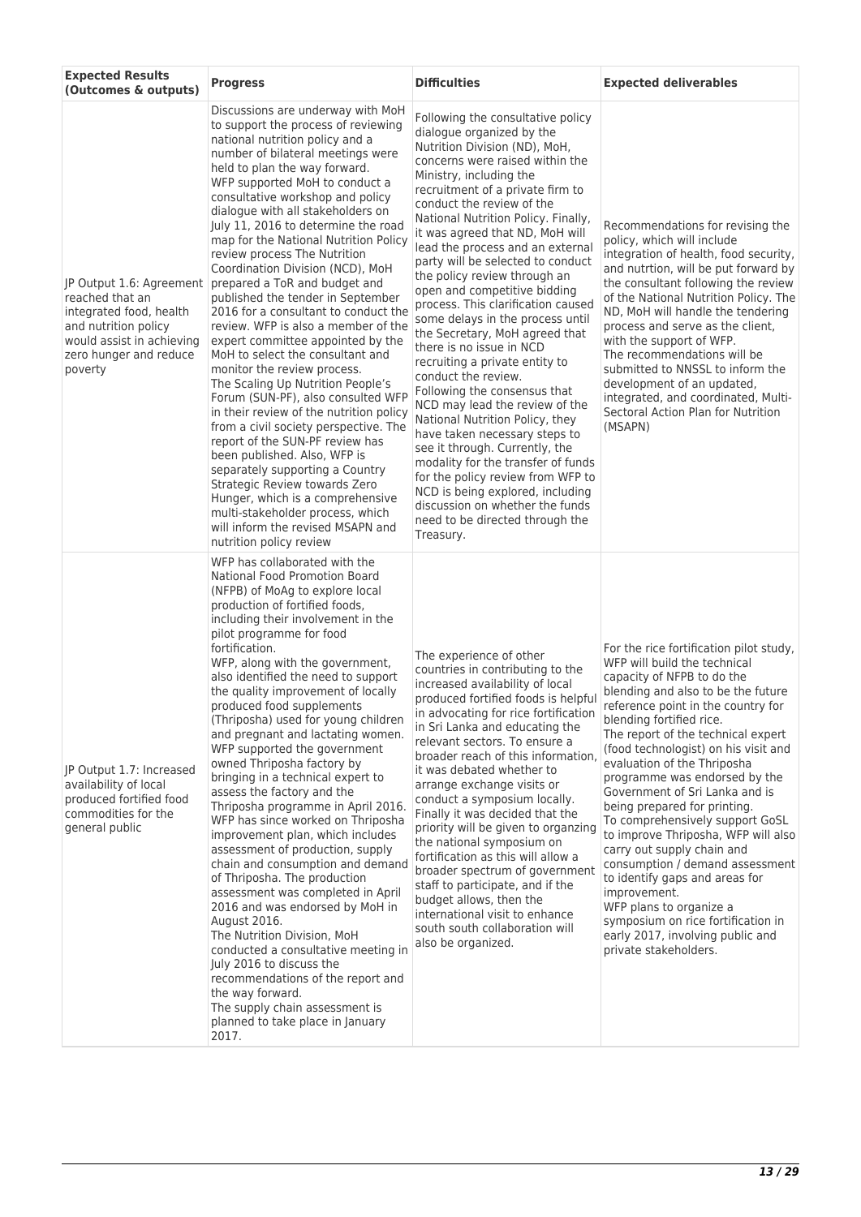| Expected Results (Outcomes & outputs) | Progress | Difficulties | Expected deliverables |
|---|---|---|---|
| JP Output 1.6: Agreement reached that an integrated food, health and nutrition policy would assist in achieving zero hunger and reduce poverty | Discussions are underway with MoH to support the process of reviewing national nutrition policy and a number of bilateral meetings were held to plan the way forward.<br>WFP supported MoH to conduct a consultative workshop and policy dialogue with all stakeholders on July 11, 2016 to determine the road map for the National Nutrition Policy review process The Nutrition Coordination Division (NCD), MoH prepared a ToR and budget and published the tender in September 2016 for a consultant to conduct the review. WFP is also a member of the expert committee appointed by the MoH to select the consultant and monitor the review process.<br>The Scaling Up Nutrition People's Forum (SUN-PF), also consulted WFP in their review of the nutrition policy from a civil society perspective. The report of the SUN-PF review has been published. Also, WFP is separately supporting a Country Strategic Review towards Zero Hunger, which is a comprehensive multi-stakeholder process, which will inform the revised MSAPN and nutrition policy review | Following the consultative policy dialogue organized by the Nutrition Division (ND), MoH, concerns were raised within the Ministry, including the recruitment of a private firm to conduct the review of the National Nutrition Policy. Finally, it was agreed that ND, MoH will lead the process and an external party will be selected to conduct the policy review through an open and competitive bidding process. This clarification caused some delays in the process until the Secretary, MoH agreed that there is no issue in NCD recruiting a private entity to conduct the review.<br>Following the consensus that NCD may lead the review of the National Nutrition Policy, they have taken necessary steps to see it through. Currently, the modality for the transfer of funds for the policy review from WFP to NCD is being explored, including discussion on whether the funds need to be directed through the Treasury. | Recommendations for revising the policy, which will include integration of health, food security, and nutrtion, will be put forward by the consultant following the review of the National Nutrition Policy. The ND, MoH will handle the tendering process and serve as the client, with the support of WFP.<br>The recommendations will be submitted to NNSSL to inform the development of an updated, integrated, and coordinated, Multi-Sectoral Action Plan for Nutrition (MSAPN) |
| JP Output 1.7: Increased availability of local produced fortified food commodities for the general public | WFP has collaborated with the National Food Promotion Board (NFPB) of MoAg to explore local production of fortified foods, including their involvement in the pilot programme for food fortification.<br>WFP, along with the government, also identified the need to support the quality improvement of locally produced food supplements (Thriposha) used for young children and pregnant and lactating women. WFP supported the government owned Thriposha factory by bringing in a technical expert to assess the factory and the Thriposha programme in April 2016. WFP has since worked on Thriposha improvement plan, which includes assessment of production, supply chain and consumption and demand of Thriposha. The production assessment was completed in April 2016 and was endorsed by MoH in August 2016.<br>The Nutrition Division, MoH conducted a consultative meeting in July 2016 to discuss the recommendations of the report and the way forward.<br>The supply chain assessment is planned to take place in January 2017. | The experience of other countries in contributing to the increased availability of local produced fortified foods is helpful in advocating for rice fortification in Sri Lanka and educating the relevant sectors. To ensure a broader reach of this information, it was debated whether to arrange exchange visits or conduct a symposium locally. Finally it was decided that the priority will be given to organzing the national symposium on fortification as this will allow a broader spectrum of government staff to participate, and if the budget allows, then the international visit to enhance south south collaboration will also be organized. | For the rice fortification pilot study, WFP will build the technical capacity of NFPB to do the blending and also to be the future reference point in the country for blending fortified rice.<br>The report of the technical expert (food technologist) on his visit and evaluation of the Thriposha programme was endorsed by the Government of Sri Lanka and is being prepared for printing.<br>To comprehensively support GoSL to improve Thriposha, WFP will also carry out supply chain and consumption / demand assessment to identify gaps and areas for improvement.<br>WFP plans to organize a symposium on rice fortification in early 2017, involving public and private stakeholders. |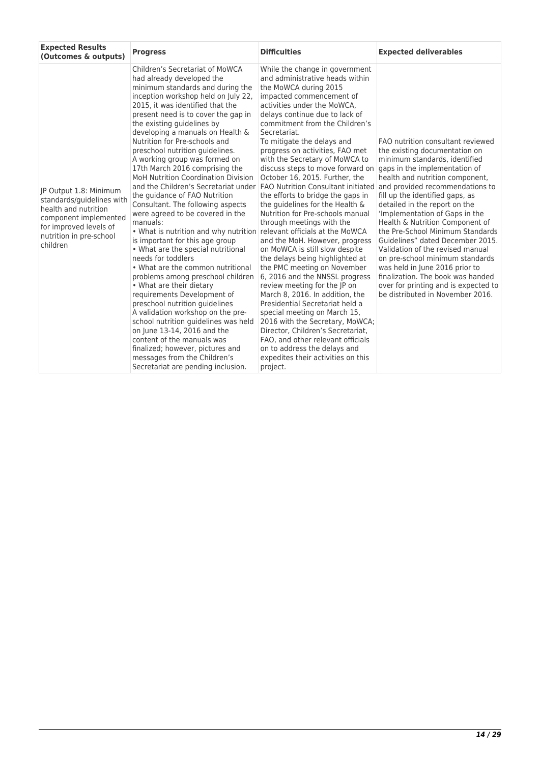| Expected Results (Outcomes & outputs) | Progress | Difficulties | Expected deliverables |
|---|---|---|---|
| JP Output 1.8: Minimum standards/guidelines with health and nutrition component implemented for improved levels of nutrition in pre-school children | Children's Secretariat of MoWCA had already developed the minimum standards and during the inception workshop held on July 22, 2015, it was identified that the present need is to cover the gap in the existing guidelines by developing a manuals on Health & Nutrition for Pre-schools and preschool nutrition guidelines.<br>A working group was formed on 17th March 2016 comprising the MoH Nutrition Coordination Division and the Children's Secretariat under the guidance of FAO Nutrition Consultant. The following aspects were agreed to be covered in the manuals:<br>• What is nutrition and why nutrition is important for this age group<br>• What are the special nutritional needs for toddlers<br>• What are the common nutritional problems among preschool children<br>• What are their dietary requirements Development of preschool nutrition guidelines<br>A validation workshop on the pre-school nutrition guidelines was held on June 13-14, 2016 and the content of the manuals was finalized; however, pictures and messages from the Children's Secretariat are pending inclusion. | While the change in government and administrative heads within the MoWCA during 2015 impacted commencement of activities under the MoWCA, delays continue due to lack of commitment from the Children's Secretariat.<br>To mitigate the delays and progress on activities, FAO met with the Secretary of MoWCA to discuss steps to move forward on October 16, 2015. Further, the FAO Nutrition Consultant initiated the efforts to bridge the gaps in the guidelines for the Health & Nutrition for Pre-schools manual through meetings with the relevant officials at the MoWCA and the MoH. However, progress on MoWCA is still slow despite the delays being highlighted at the PMC meeting on November 6, 2016 and the NNSSL progress review meeting for the JP on March 8, 2016. In addition, the Presidential Secretariat held a special meeting on March 15, 2016 with the Secretary, MoWCA; Director, Children's Secretariat, FAO, and other relevant officials on to address the delays and expedites their activities on this project. | FAO nutrition consultant reviewed the existing documentation on minimum standards, identified gaps in the implementation of health and nutrition component, and provided recommendations to fill up the identified gaps, as detailed in the report on the 'Implementation of Gaps in the Health & Nutrition Component of the Pre-School Minimum Standards Guidelines" dated December 2015. Validation of the revised manual on pre-school minimum standards was held in June 2016 prior to finalization. The book was handed over for printing and is expected to be distributed in November 2016. |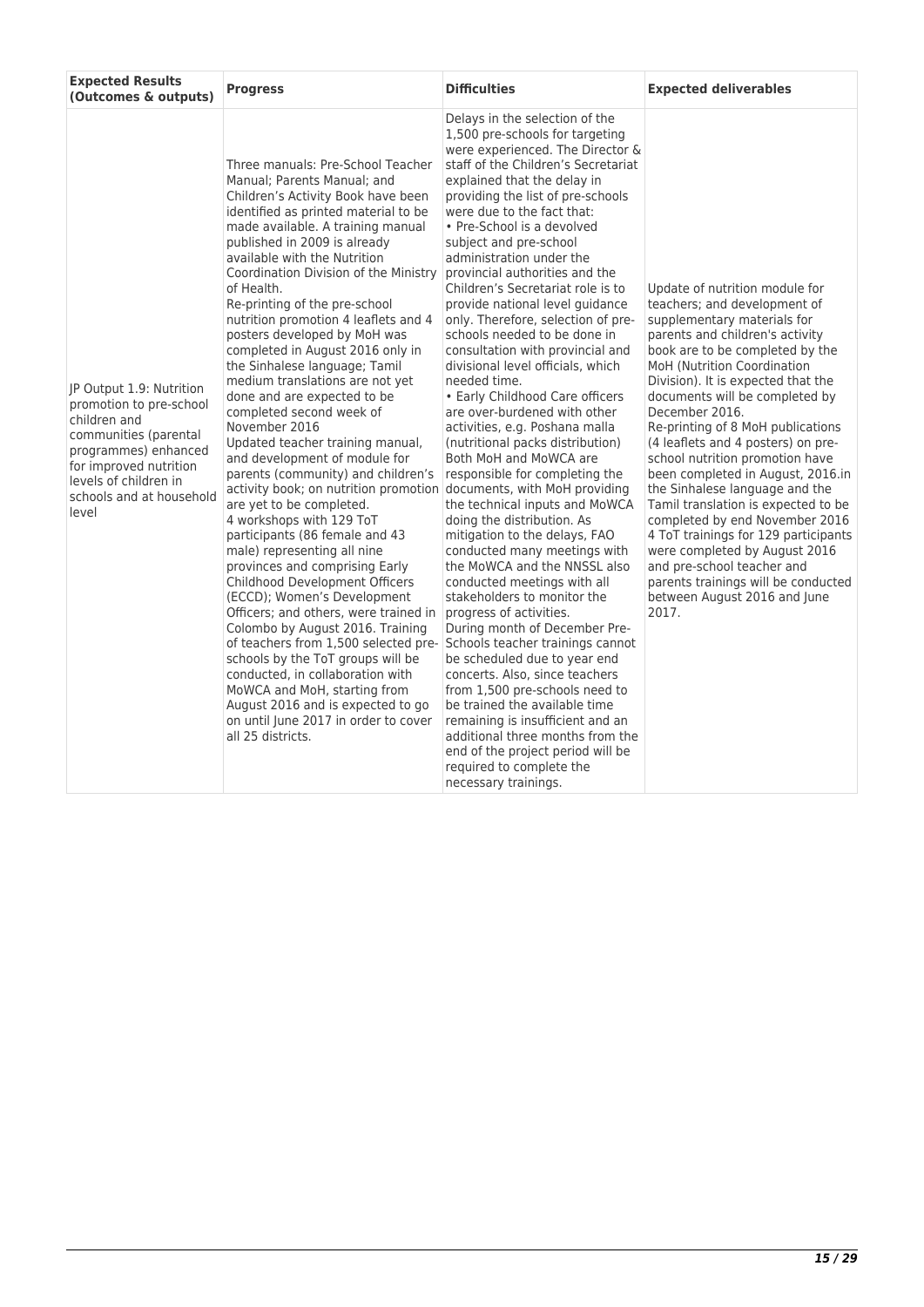| Expected Results (Outcomes & outputs) | Progress | Difficulties | Expected deliverables |
|---|---|---|---|
| JP Output 1.9: Nutrition promotion to pre-school children and communities (parental programmes) enhanced for improved nutrition levels of children in schools and at household level | Three manuals: Pre-School Teacher Manual; Parents Manual; and Children's Activity Book have been identified as printed material to be made available. A training manual published in 2009 is already available with the Nutrition Coordination Division of the Ministry of Health.<br>Re-printing of the pre-school nutrition promotion 4 leaflets and 4 posters developed by MoH was completed in August 2016 only in the Sinhalese language; Tamil medium translations are not yet done and are expected to be completed second week of November 2016<br>Updated teacher training manual, and development of module for parents (community) and children's activity book; on nutrition promotion are yet to be completed.<br>4 workshops with 129 ToT participants (86 female and 43 male) representing all nine provinces and comprising Early Childhood Development Officers (ECCD); Women's Development Officers; and others, were trained in Colombo by August 2016. Training of teachers from 1,500 selected pre-schools by the ToT groups will be conducted, in collaboration with MoWCA and MoH, starting from August 2016 and is expected to go on until June 2017 in order to cover all 25 districts. | Delays in the selection of the 1,500 pre-schools for targeting were experienced. The Director & staff of the Children's Secretariat explained that the delay in providing the list of pre-schools were due to the fact that:<br>• Pre-School is a devolved subject and pre-school administration under the provincial authorities and the Children's Secretariat role is to provide national level guidance only. Therefore, selection of pre-schools needed to be done in consultation with provincial and divisional level officials, which needed time.<br>• Early Childhood Care officers are over-burdened with other activities, e.g. Poshana malla (nutritional packs distribution) Both MoH and MoWCA are responsible for completing the documents, with MoH providing the technical inputs and MoWCA doing the distribution. As mitigation to the delays, FAO conducted many meetings with the MoWCA and the NNSSL also conducted meetings with all stakeholders to monitor the progress of activities.<br>During month of December Pre-Schools teacher trainings cannot be scheduled due to year end concerts. Also, since teachers from 1,500 pre-schools need to be trained the available time remaining is insufficient and an additional three months from the end of the project period will be required to complete the necessary trainings. | Update of nutrition module for teachers; and development of supplementary materials for parents and children's activity book are to be completed by the MoH (Nutrition Coordination Division). It is expected that the documents will be completed by December 2016.<br>Re-printing of 8 MoH publications (4 leaflets and 4 posters) on pre-school nutrition promotion have been completed in August, 2016.in the Sinhalese language and the Tamil translation is expected to be completed by end November 2016<br>4 ToT trainings for 129 participants were completed by August 2016 and pre-school teacher and parents trainings will be conducted between August 2016 and June 2017. |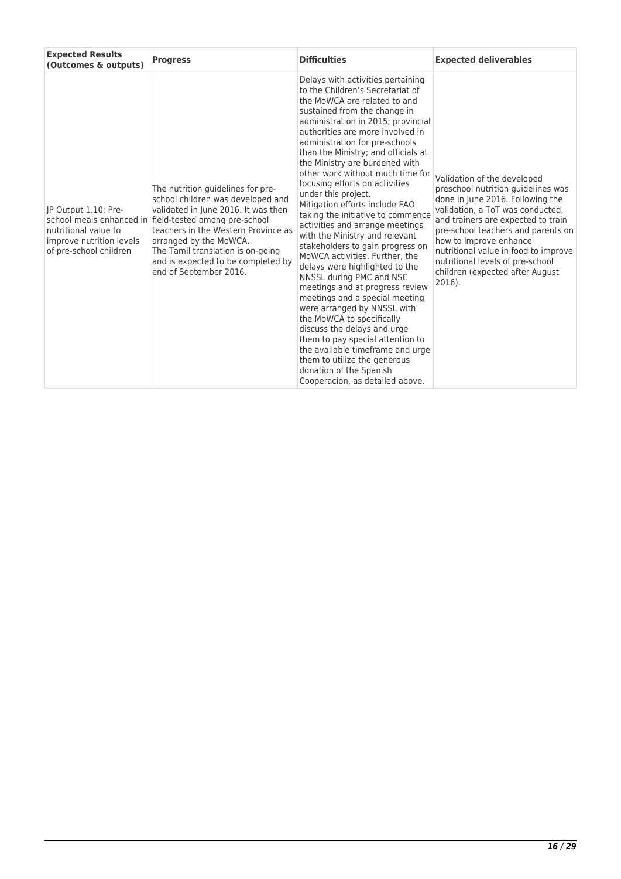| Expected Results (Outcomes & outputs) | Progress | Difficulties | Expected deliverables |
|---|---|---|---|
| JP Output 1.10: Pre-school meals enhanced in nutritional value to improve nutrition levels of pre-school children | The nutrition guidelines for pre-school children was developed and validated in June 2016. It was then field-tested among pre-school teachers in the Western Province as arranged by the MoWCA. The Tamil translation is on-going and is expected to be completed by end of September 2016. | Delays with activities pertaining to the Children's Secretariat of the MoWCA are related to and sustained from the change in administration in 2015; provincial authorities are more involved in administration for pre-schools than the Ministry; and officials at the Ministry are burdened with other work without much time for focusing efforts on activities under this project. Mitigation efforts include FAO taking the initiative to commence activities and arrange meetings with the Ministry and relevant stakeholders to gain progress on MoWCA activities. Further, the delays were highlighted to the NNSSL during PMC and NSC meetings and at progress review meetings and a special meeting were arranged by NNSSL with the MoWCA to specifically discuss the delays and urge them to pay special attention to the available timeframe and urge them to utilize the generous donation of the Spanish Cooperacion, as detailed above. | Validation of the developed preschool nutrition guidelines was done in June 2016. Following the validation, a ToT was conducted, and trainers are expected to train pre-school teachers and parents on how to improve enhance nutritional value in food to improve nutritional levels of pre-school children (expected after August 2016). |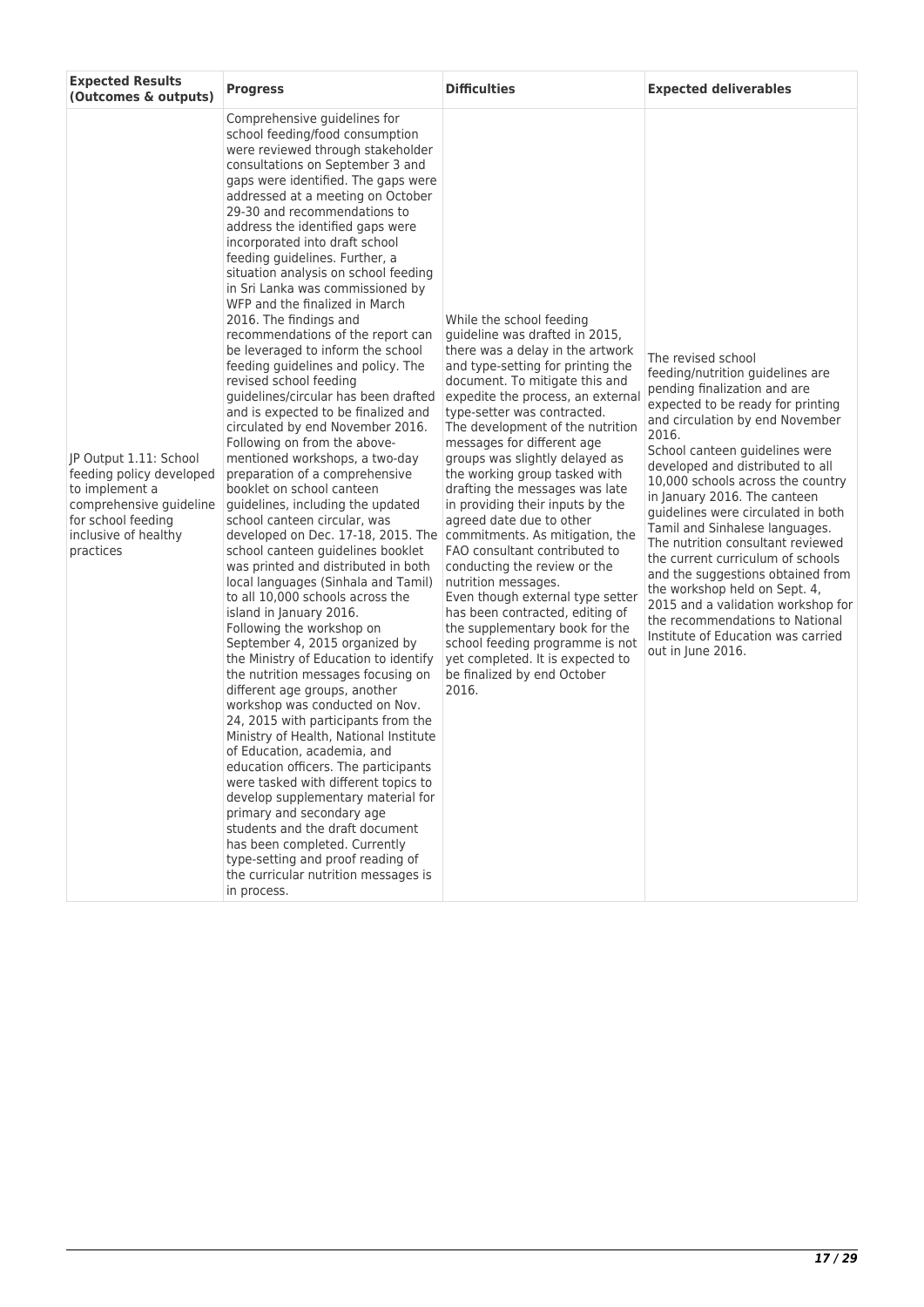| Expected Results (Outcomes & outputs) | Progress | Difficulties | Expected deliverables |
|---|---|---|---|
| JP Output 1.11: School feeding policy developed to implement a comprehensive guideline for school feeding inclusive of healthy practices | Comprehensive guidelines for school feeding/food consumption were reviewed through stakeholder consultations on September 3 and gaps were identified. The gaps were addressed at a meeting on October 29-30 and recommendations to address the identified gaps were incorporated into draft school feeding guidelines. Further, a situation analysis on school feeding in Sri Lanka was commissioned by WFP and the finalized in March 2016. The findings and recommendations of the report can be leveraged to inform the school feeding guidelines and policy. The revised school feeding guidelines/circular has been drafted and is expected to be finalized and circulated by end November 2016. Following on from the above-mentioned workshops, a two-day preparation of a comprehensive booklet on school canteen guidelines, including the updated school canteen circular, was developed on Dec. 17-18, 2015. The school canteen guidelines booklet was printed and distributed in both local languages (Sinhala and Tamil) to all 10,000 schools across the island in January 2016. Following the workshop on September 4, 2015 organized by the Ministry of Education to identify the nutrition messages focusing on different age groups, another workshop was conducted on Nov. 24, 2015 with participants from the Ministry of Health, National Institute of Education, academia, and education officers. The participants were tasked with different topics to develop supplementary material for primary and secondary age students and the draft document has been completed. Currently type-setting and proof reading of the curricular nutrition messages is in process. | While the school feeding guideline was drafted in 2015, there was a delay in the artwork and type-setting for printing the document. To mitigate this and expedite the process, an external type-setter was contracted. The development of the nutrition messages for different age groups was slightly delayed as the working group tasked with drafting the messages was late in providing their inputs by the agreed date due to other commitments. As mitigation, the FAO consultant contributed to conducting the review or the nutrition messages. Even though external type setter has been contracted, editing of the supplementary book for the school feeding programme is not yet completed. It is expected to be finalized by end October 2016. | The revised school feeding/nutrition guidelines are pending finalization and are expected to be ready for printing and circulation by end November 2016. School canteen guidelines were developed and distributed to all 10,000 schools across the country in January 2016. The canteen guidelines were circulated in both Tamil and Sinhalese languages. The nutrition consultant reviewed the current curriculum of schools and the suggestions obtained from the workshop held on Sept. 4, 2015 and a validation workshop for the recommendations to National Institute of Education was carried out in June 2016. |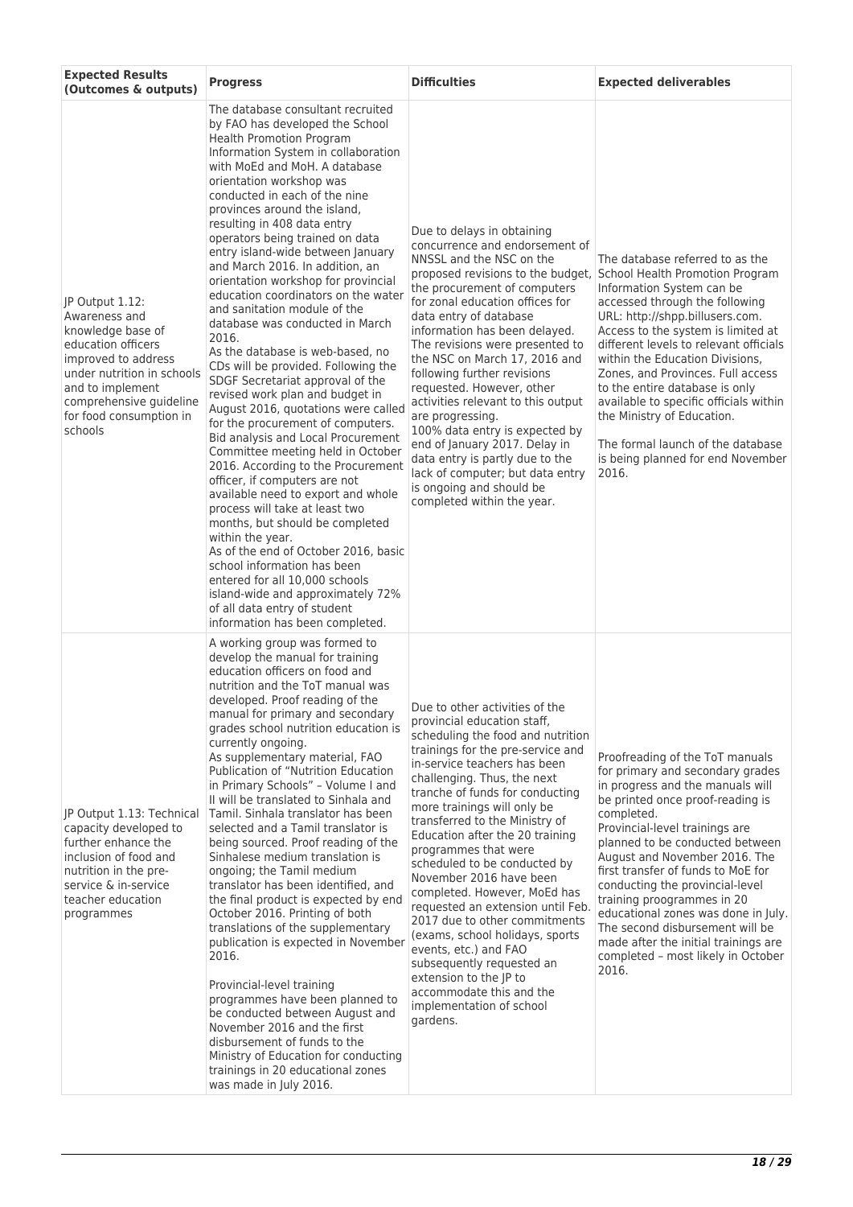| Expected Results (Outcomes & outputs) | Progress | Difficulties | Expected deliverables |
|---|---|---|---|
| JP Output 1.12: Awareness and knowledge base of education officers improved to address under nutrition in schools and to implement comprehensive guideline for food consumption in schools | The database consultant recruited by FAO has developed the School Health Promotion Program Information System in collaboration with MoEd and MoH. A database orientation workshop was conducted in each of the nine provinces around the island, resulting in 408 data entry operators being trained on data entry island-wide between January and March 2016. In addition, an orientation workshop for provincial education coordinators on the water and sanitation module of the database was conducted in March 2016.<br>As the database is web-based, no CDs will be provided. Following the SDGF Secretariat approval of the revised work plan and budget in August 2016, quotations were called for the procurement of computers. Bid analysis and Local Procurement Committee meeting held in October 2016. According to the Procurement officer, if computers are not available need to export and whole process will take at least two months, but should be completed within the year.<br>As of the end of October 2016, basic school information has been entered for all 10,000 schools island-wide and approximately 72% of all data entry of student information has been completed. | Due to delays in obtaining concurrence and endorsement of NNSSL and the NSC on the proposed revisions to the budget, the procurement of computers for zonal education offices for data entry of database information has been delayed. The revisions were presented to the NSC on March 17, 2016 and following further revisions requested. However, other activities relevant to this output are progressing.<br>100% data entry is expected by end of January 2017. Delay in data entry is partly due to the lack of computer; but data entry is ongoing and should be completed within the year. | The database referred to as the School Health Promotion Program Information System can be accessed through the following URL: http://shpp.billusers.com. Access to the system is limited at different levels to relevant officials within the Education Divisions, Zones, and Provinces. Full access to the entire database is only available to specific officials within the Ministry of Education.<br><br>The formal launch of the database is being planned for end November 2016. |
| JP Output 1.13: Technical capacity developed to further enhance the inclusion of food and nutrition in the pre-service & in-service teacher education programmes | A working group was formed to develop the manual for training education officers on food and nutrition and the ToT manual was developed. Proof reading of the manual for primary and secondary grades school nutrition education is currently ongoing.<br>As supplementary material, FAO Publication of "Nutrition Education in Primary Schools" – Volume I and II will be translated to Sinhala and Tamil. Sinhala translator has been selected and a Tamil translator is being sourced. Proof reading of the Sinhalese medium translation is ongoing; the Tamil medium translator has been identified, and the final product is expected by end October 2016. Printing of both translations of the supplementary publication is expected in November 2016.<br><br>Provincial-level training programmes have been planned to be conducted between August and November 2016 and the first disbursement of funds to the Ministry of Education for conducting trainings in 20 educational zones was made in July 2016. | Due to other activities of the provincial education staff, scheduling the food and nutrition trainings for the pre-service and in-service teachers has been challenging. Thus, the next tranche of funds for conducting more trainings will only be transferred to the Ministry of Education after the 20 training programmes that were scheduled to be conducted by November 2016 have been completed. However, MoEd has requested an extension until Feb. 2017 due to other commitments (exams, school holidays, sports events, etc.) and FAO subsequently requested an extension to the JP to accommodate this and the implementation of school gardens. | Proofreading of the ToT manuals for primary and secondary grades in progress and the manuals will be printed once proof-reading is completed.<br>Provincial-level trainings are planned to be conducted between August and November 2016. The first transfer of funds to MoE for conducting the provincial-level training proogrammes in 20 educational zones was done in July. The second disbursement will be made after the initial trainings are completed – most likely in October 2016. |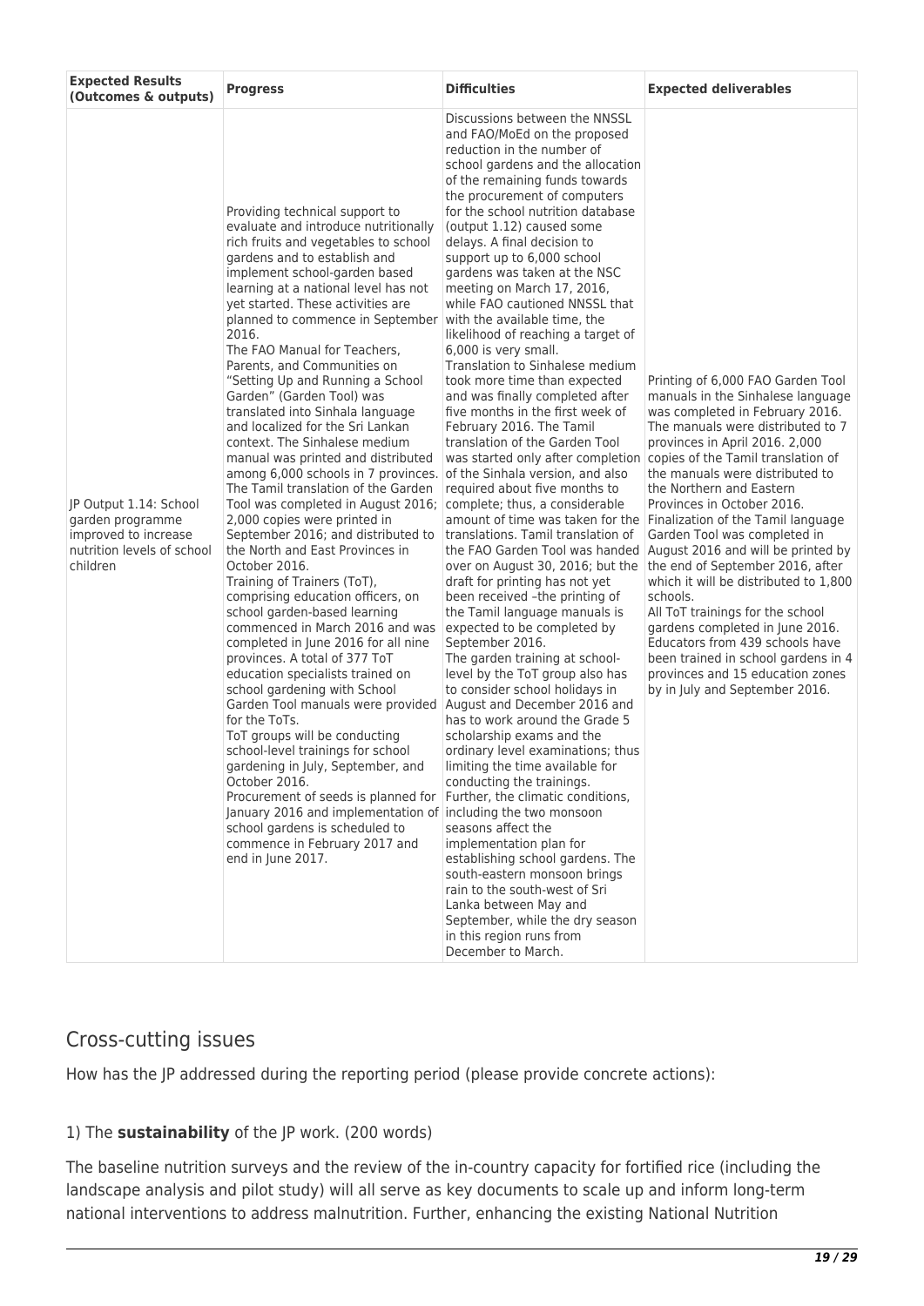| Expected Results (Outcomes & outputs) | Progress | Difficulties | Expected deliverables |
|---|---|---|---|
| JP Output 1.14: School garden programme improved to increase nutrition levels of school children | Providing technical support to evaluate and introduce nutritionally rich fruits and vegetables to school gardens and to establish and implement school-garden based learning at a national level has not yet started. These activities are planned to commence in September 2016.<br>The FAO Manual for Teachers, Parents, and Communities on "Setting Up and Running a School Garden" (Garden Tool) was translated into Sinhala language and localized for the Sri Lankan context. The Sinhalese medium manual was printed and distributed among 6,000 schools in 7 provinces. The Tamil translation of the Garden Tool was completed in August 2016; 2,000 copies were printed in September 2016; and distributed to the North and East Provinces in October 2016.<br>Training of Trainers (ToT), comprising education officers, on school garden-based learning commenced in March 2016 and was completed in June 2016 for all nine provinces. A total of 377 ToT education specialists trained on school gardening with School Garden Tool manuals were provided for the ToTs.<br>ToT groups will be conducting school-level trainings for school gardening in July, September, and October 2016.<br>Procurement of seeds is planned for January 2016 and implementation of school gardens is scheduled to commence in February 2017 and end in June 2017. | Discussions between the NNSSL and FAO/MoEd on the proposed reduction in the number of school gardens and the allocation of the remaining funds towards the procurement of computers for the school nutrition database (output 1.12) caused some delays. A final decision to support up to 6,000 school gardens was taken at the NSC meeting on March 17, 2016, while FAO cautioned NNSSL that with the available time, the likelihood of reaching a target of 6,000 is very small.<br>Translation to Sinhalese medium took more time than expected and was finally completed after five months in the first week of February 2016. The Tamil translation of the Garden Tool was started only after completion of the Sinhala version, and also required about five months to complete; thus, a considerable amount of time was taken for the translations. Tamil translation of the FAO Garden Tool was handed over on August 30, 2016; but the draft for printing has not yet been received –the printing of the Tamil language manuals is expected to be completed by September 2016.<br>The garden training at school-level by the ToT group also has to consider school holidays in August and December 2016 and has to work around the Grade 5 scholarship exams and the ordinary level examinations; thus limiting the time available for conducting the trainings.<br>Further, the climatic conditions, including the two monsoon seasons affect the implementation plan for establishing school gardens. The south-eastern monsoon brings rain to the south-west of Sri Lanka between May and September, while the dry season in this region runs from December to March. | Printing of 6,000 FAO Garden Tool manuals in the Sinhalese language was completed in February 2016. The manuals were distributed to 7 provinces in April 2016. 2,000 copies of the Tamil translation of the manuals were distributed to the Northern and Eastern Provinces in October 2016. Finalization of the Tamil language Garden Tool was completed in August 2016 and will be printed by the end of September 2016, after which it will be distributed to 1,800 schools.<br>All ToT trainings for the school gardens completed in June 2016. Educators from 439 schools have been trained in school gardens in 4 provinces and 15 education zones by in July and September 2016. |

## Cross-cutting issues

How has the JP addressed during the reporting period (please provide concrete actions):

1) The **sustainability** of the JP work. (200 words)

The baseline nutrition surveys and the review of the in-country capacity for fortified rice (including the landscape analysis and pilot study) will all serve as key documents to scale up and inform long-term national interventions to address malnutrition. Further, enhancing the existing National Nutrition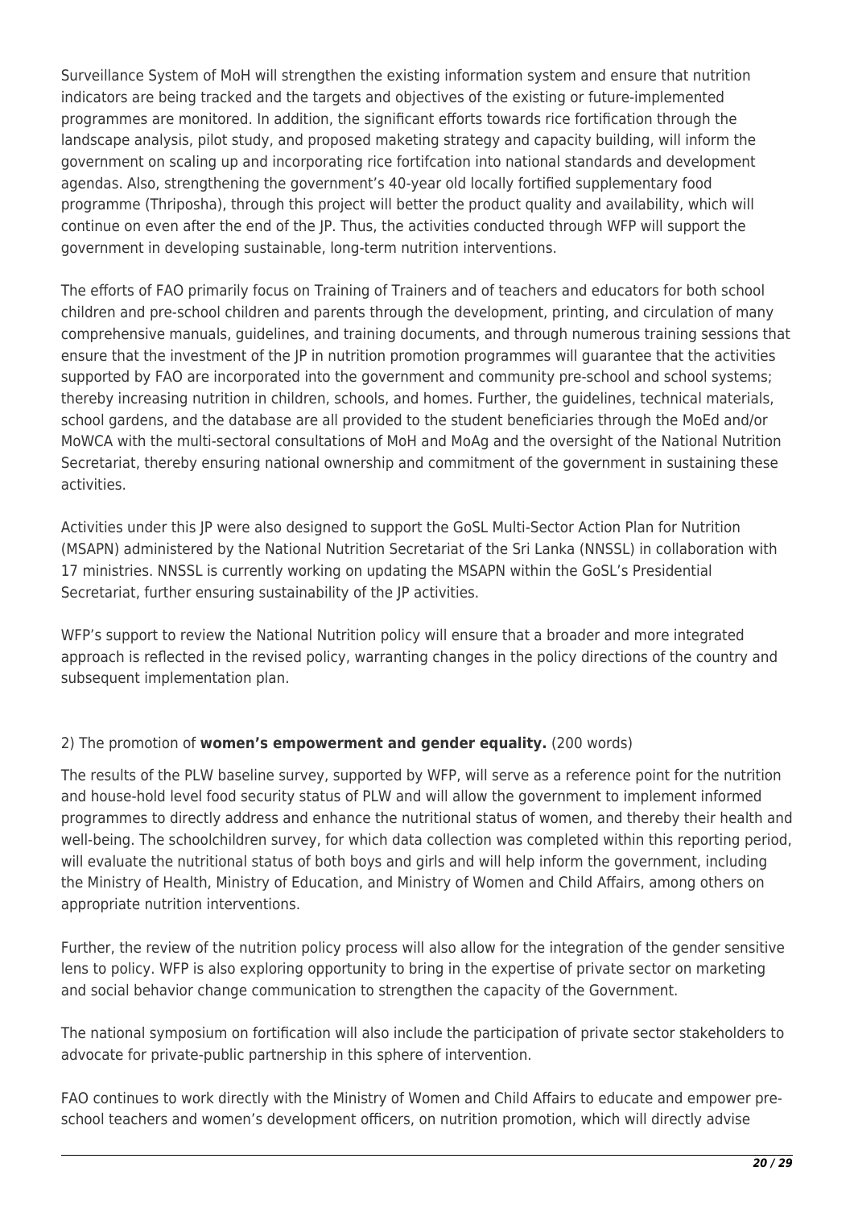Surveillance System of MoH will strengthen the existing information system and ensure that nutrition indicators are being tracked and the targets and objectives of the existing or future-implemented programmes are monitored. In addition, the significant efforts towards rice fortification through the landscape analysis, pilot study, and proposed maketing strategy and capacity building, will inform the government on scaling up and incorporating rice fortifcation into national standards and development agendas. Also, strengthening the government's 40-year old locally fortified supplementary food programme (Thriposha), through this project will better the product quality and availability, which will continue on even after the end of the JP. Thus, the activities conducted through WFP will support the government in developing sustainable, long-term nutrition interventions.

The efforts of FAO primarily focus on Training of Trainers and of teachers and educators for both school children and pre-school children and parents through the development, printing, and circulation of many comprehensive manuals, guidelines, and training documents, and through numerous training sessions that ensure that the investment of the JP in nutrition promotion programmes will guarantee that the activities supported by FAO are incorporated into the government and community pre-school and school systems; thereby increasing nutrition in children, schools, and homes. Further, the guidelines, technical materials, school gardens, and the database are all provided to the student beneficiaries through the MoEd and/or MoWCA with the multi-sectoral consultations of MoH and MoAg and the oversight of the National Nutrition Secretariat, thereby ensuring national ownership and commitment of the government in sustaining these activities.

Activities under this JP were also designed to support the GoSL Multi-Sector Action Plan for Nutrition (MSAPN) administered by the National Nutrition Secretariat of the Sri Lanka (NNSSL) in collaboration with 17 ministries. NNSSL is currently working on updating the MSAPN within the GoSL's Presidential Secretariat, further ensuring sustainability of the JP activities.

WFP's support to review the National Nutrition policy will ensure that a broader and more integrated approach is reflected in the revised policy, warranting changes in the policy directions of the country and subsequent implementation plan.

2) The promotion of **women's empowerment and gender equality.** (200 words)

The results of the PLW baseline survey, supported by WFP, will serve as a reference point for the nutrition and house-hold level food security status of PLW and will allow the government to implement informed programmes to directly address and enhance the nutritional status of women, and thereby their health and well-being. The schoolchildren survey, for which data collection was completed within this reporting period, will evaluate the nutritional status of both boys and girls and will help inform the government, including the Ministry of Health, Ministry of Education, and Ministry of Women and Child Affairs, among others on appropriate nutrition interventions.

Further, the review of the nutrition policy process will also allow for the integration of the gender sensitive lens to policy. WFP is also exploring opportunity to bring in the expertise of private sector on marketing and social behavior change communication to strengthen the capacity of the Government.

The national symposium on fortification will also include the participation of private sector stakeholders to advocate for private-public partnership in this sphere of intervention.

FAO continues to work directly with the Ministry of Women and Child Affairs to educate and empower pre-school teachers and women's development officers, on nutrition promotion, which will directly advise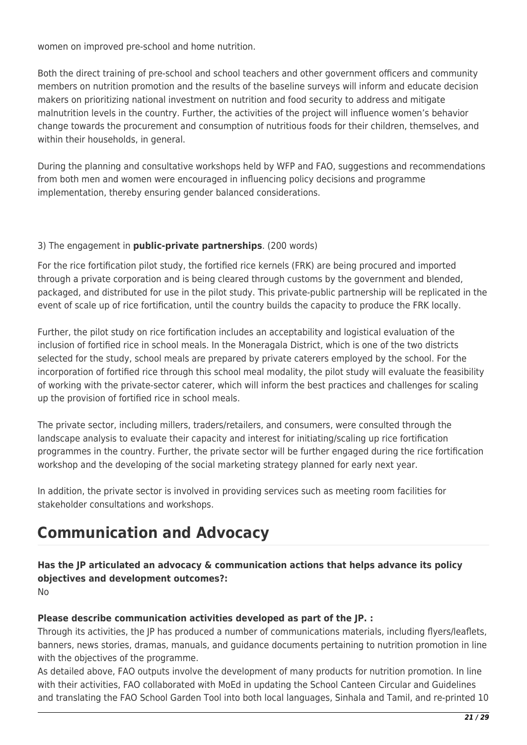women on improved pre-school and home nutrition.

Both the direct training of pre-school and school teachers and other government officers and community members on nutrition promotion and the results of the baseline surveys will inform and educate decision makers on prioritizing national investment on nutrition and food security to address and mitigate malnutrition levels in the country. Further, the activities of the project will influence women's behavior change towards the procurement and consumption of nutritious foods for their children, themselves, and within their households, in general.

During the planning and consultative workshops held by WFP and FAO, suggestions and recommendations from both men and women were encouraged in influencing policy decisions and programme implementation, thereby ensuring gender balanced considerations.

3) The engagement in **public-private partnerships**. (200 words)

For the rice fortification pilot study, the fortified rice kernels (FRK) are being procured and imported through a private corporation and is being cleared through customs by the government and blended, packaged, and distributed for use in the pilot study. This private-public partnership will be replicated in the event of scale up of rice fortification, until the country builds the capacity to produce the FRK locally.

Further, the pilot study on rice fortification includes an acceptability and logistical evaluation of the inclusion of fortified rice in school meals. In the Moneragala District, which is one of the two districts selected for the study, school meals are prepared by private caterers employed by the school. For the incorporation of fortified rice through this school meal modality, the pilot study will evaluate the feasibility of working with the private-sector caterer, which will inform the best practices and challenges for scaling up the provision of fortified rice in school meals.

The private sector, including millers, traders/retailers, and consumers, were consulted through the landscape analysis to evaluate their capacity and interest for initiating/scaling up rice fortification programmes in the country. Further, the private sector will be further engaged during the rice fortification workshop and the developing of the social marketing strategy planned for early next year.

In addition, the private sector is involved in providing services such as meeting room facilities for stakeholder consultations and workshops.

# Communication and Advocacy

**Has the JP articulated an advocacy & communication actions that helps advance its policy objectives and development outcomes?:**
No

**Please describe communication activities developed as part of the JP. :**
Through its activities, the JP has produced a number of communications materials, including flyers/leaflets, banners, news stories, dramas, manuals, and guidance documents pertaining to nutrition promotion in line with the objectives of the programme.
As detailed above, FAO outputs involve the development of many products for nutrition promotion. In line with their activities, FAO collaborated with MoEd in updating the School Canteen Circular and Guidelines and translating the FAO School Garden Tool into both local languages, Sinhala and Tamil, and re-printed 10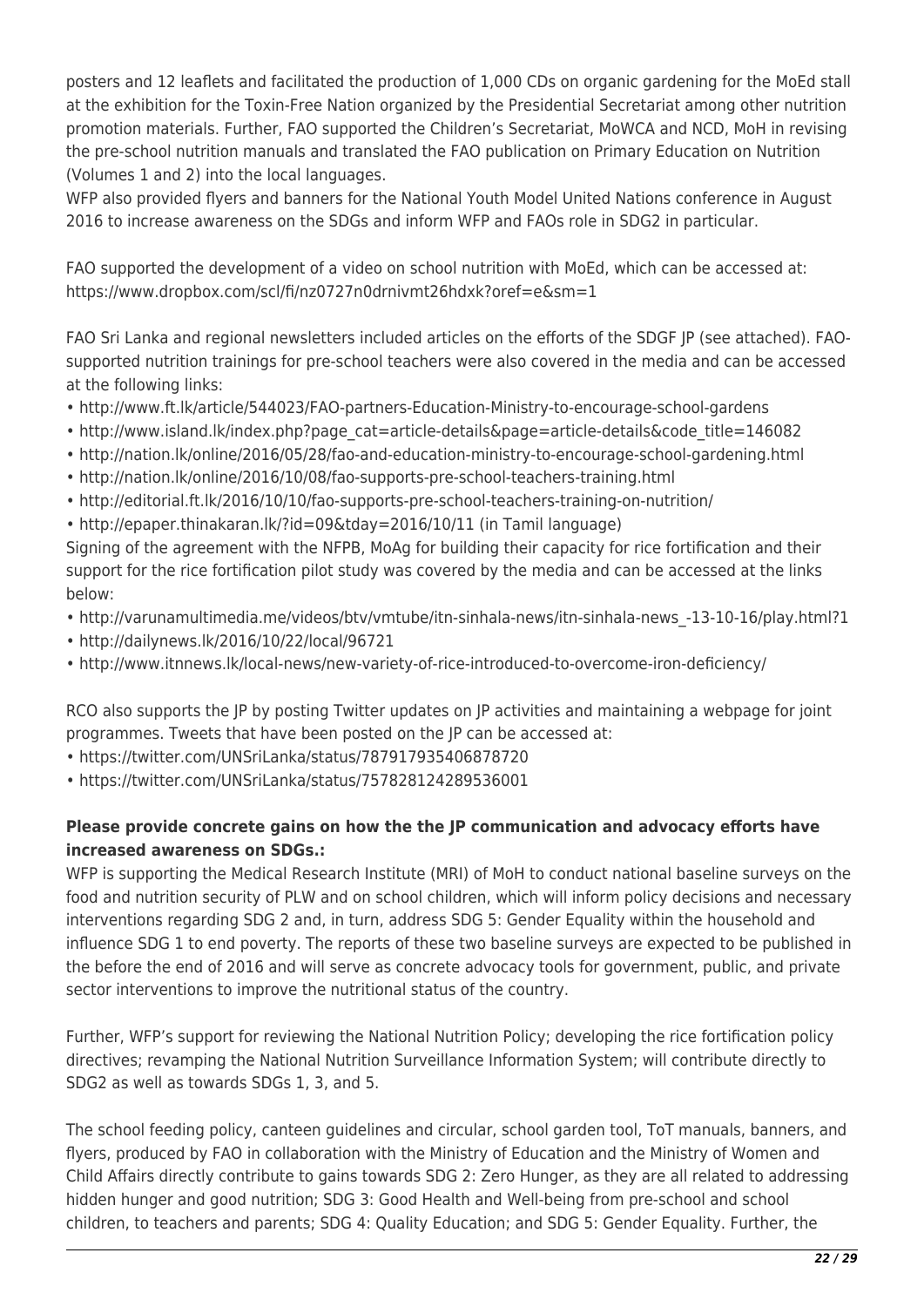posters and 12 leaflets and facilitated the production of 1,000 CDs on organic gardening for the MoEd stall at the exhibition for the Toxin-Free Nation organized by the Presidential Secretariat among other nutrition promotion materials. Further, FAO supported the Children's Secretariat, MoWCA and NCD, MoH in revising the pre-school nutrition manuals and translated the FAO publication on Primary Education on Nutrition (Volumes 1 and 2) into the local languages.
WFP also provided flyers and banners for the National Youth Model United Nations conference in August 2016 to increase awareness on the SDGs and inform WFP and FAOs role in SDG2 in particular.

FAO supported the development of a video on school nutrition with MoEd, which can be accessed at: https://www.dropbox.com/scl/fi/nz0727n0drnivmt26hdxk?oref=e&sm=1

FAO Sri Lanka and regional newsletters included articles on the efforts of the SDGF JP (see attached). FAO-supported nutrition trainings for pre-school teachers were also covered in the media and can be accessed at the following links:

- http://www.ft.lk/article/544023/FAO-partners-Education-Ministry-to-encourage-school-gardens
- http://www.island.lk/index.php?page_cat=article-details&page=article-details&code_title=146082
- http://nation.lk/online/2016/05/28/fao-and-education-ministry-to-encourage-school-gardening.html
- http://nation.lk/online/2016/10/08/fao-supports-pre-school-teachers-training.html
- http://editorial.ft.lk/2016/10/10/fao-supports-pre-school-teachers-training-on-nutrition/
- http://epaper.thinakaran.lk/?id=09&tday=2016/10/11 (in Tamil language)

Signing of the agreement with the NFPB, MoAg for building their capacity for rice fortification and their support for the rice fortification pilot study was covered by the media and can be accessed at the links below:

- http://varunamultimedia.me/videos/btv/vmtube/itn-sinhala-news/itn-sinhala-news_-13-10-16/play.html?1
- http://dailynews.lk/2016/10/22/local/96721
- http://www.itnnews.lk/local-news/new-variety-of-rice-introduced-to-overcome-iron-deficiency/

RCO also supports the JP by posting Twitter updates on JP activities and maintaining a webpage for joint programmes. Tweets that have been posted on the JP can be accessed at:

- https://twitter.com/UNSriLanka/status/787917935406878720
- https://twitter.com/UNSriLanka/status/757828124289536001

**Please provide concrete gains on how the the JP communication and advocacy efforts have increased awareness on SDGs.:**

WFP is supporting the Medical Research Institute (MRI) of MoH to conduct national baseline surveys on the food and nutrition security of PLW and on school children, which will inform policy decisions and necessary interventions regarding SDG 2 and, in turn, address SDG 5: Gender Equality within the household and influence SDG 1 to end poverty. The reports of these two baseline surveys are expected to be published in the before the end of 2016 and will serve as concrete advocacy tools for government, public, and private sector interventions to improve the nutritional status of the country.

Further, WFP's support for reviewing the National Nutrition Policy; developing the rice fortification policy directives; revamping the National Nutrition Surveillance Information System; will contribute directly to SDG2 as well as towards SDGs 1, 3, and 5.

The school feeding policy, canteen guidelines and circular, school garden tool, ToT manuals, banners, and flyers, produced by FAO in collaboration with the Ministry of Education and the Ministry of Women and Child Affairs directly contribute to gains towards SDG 2: Zero Hunger, as they are all related to addressing hidden hunger and good nutrition; SDG 3: Good Health and Well-being from pre-school and school children, to teachers and parents; SDG 4: Quality Education; and SDG 5: Gender Equality. Further, the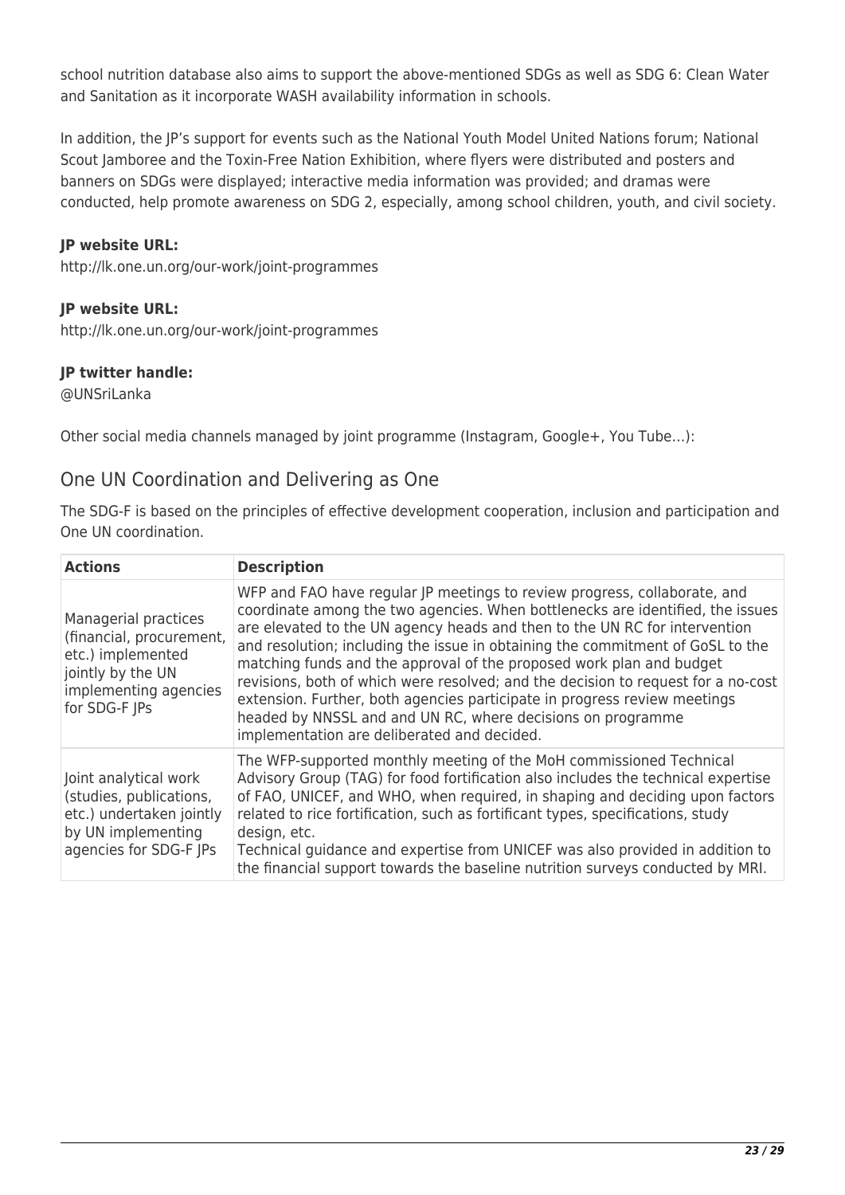school nutrition database also aims to support the above-mentioned SDGs as well as SDG 6: Clean Water and Sanitation as it incorporate WASH availability information in schools.

In addition, the JP's support for events such as the National Youth Model United Nations forum; National Scout Jamboree and the Toxin-Free Nation Exhibition, where flyers were distributed and posters and banners on SDGs were displayed; interactive media information was provided; and dramas were conducted, help promote awareness on SDG 2, especially, among school children, youth, and civil society.

**JP website URL:**
http://lk.one.un.org/our-work/joint-programmes

**JP website URL:**
http://lk.one.un.org/our-work/joint-programmes

**JP twitter handle:**
@UNSriLanka

Other social media channels managed by joint programme (Instagram, Google+, You Tube…):

## One UN Coordination and Delivering as One

The SDG-F is based on the principles of effective development cooperation, inclusion and participation and One UN coordination.

| Actions | Description |
|---|---|
| Managerial practices (financial, procurement, etc.) implemented jointly by the UN implementing agencies for SDG-F JPs | WFP and FAO have regular JP meetings to review progress, collaborate, and coordinate among the two agencies. When bottlenecks are identified, the issues are elevated to the UN agency heads and then to the UN RC for intervention and resolution; including the issue in obtaining the commitment of GoSL to the matching funds and the approval of the proposed work plan and budget revisions, both of which were resolved; and the decision to request for a no-cost extension. Further, both agencies participate in progress review meetings headed by NNSSL and and UN RC, where decisions on programme implementation are deliberated and decided. |
| Joint analytical work (studies, publications, etc.) undertaken jointly by UN implementing agencies for SDG-F JPs | The WFP-supported monthly meeting of the MoH commissioned Technical Advisory Group (TAG) for food fortification also includes the technical expertise of FAO, UNICEF, and WHO, when required, in shaping and deciding upon factors related to rice fortification, such as fortificant types, specifications, study design, etc.<br>Technical guidance and expertise from UNICEF was also provided in addition to the financial support towards the baseline nutrition surveys conducted by MRI. |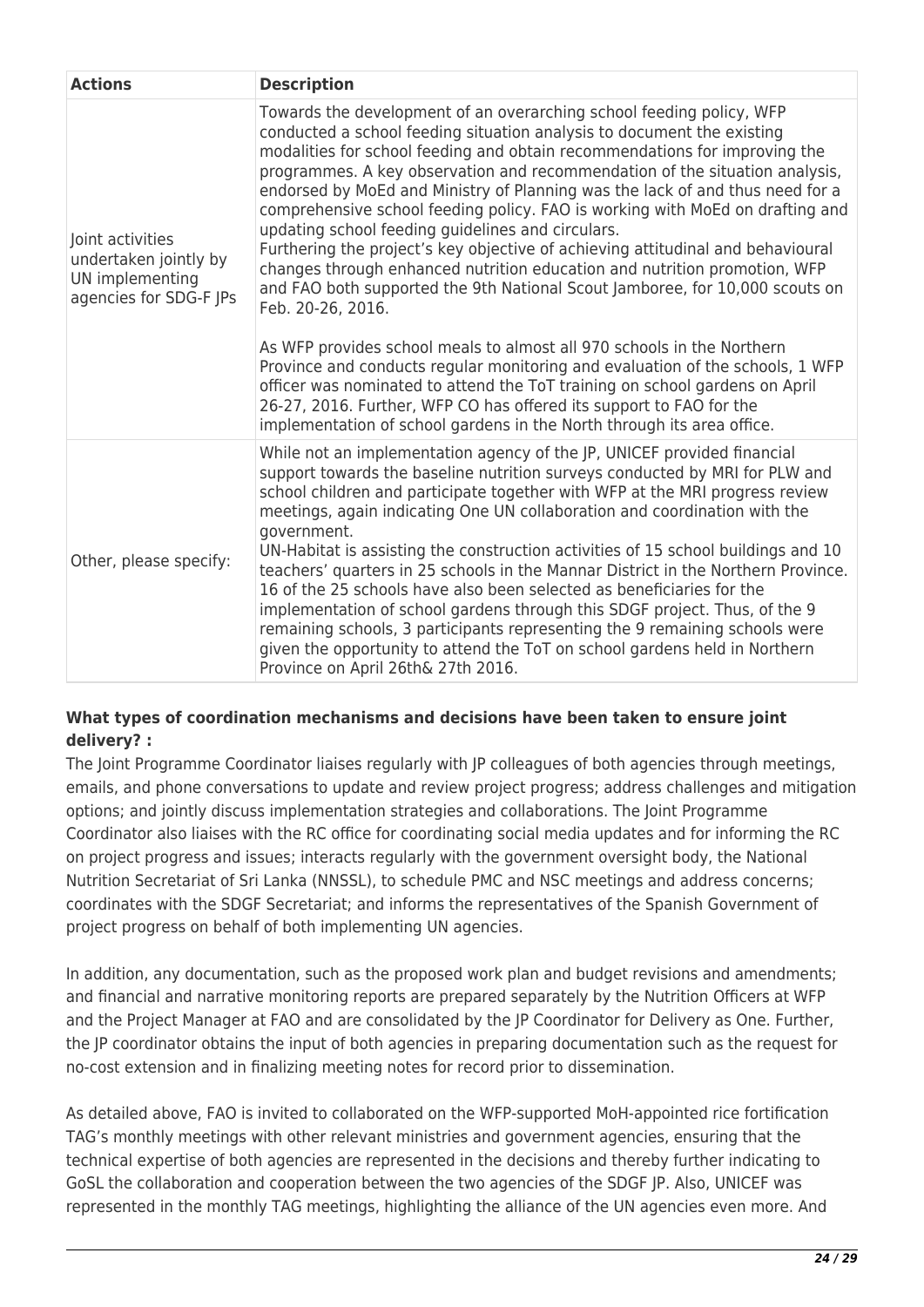| Actions | Description |
|---|---|
| Joint activities undertaken jointly by UN implementing agencies for SDG-F JPs | Towards the development of an overarching school feeding policy, WFP conducted a school feeding situation analysis to document the existing modalities for school feeding and obtain recommendations for improving the programmes. A key observation and recommendation of the situation analysis, endorsed by MoEd and Ministry of Planning was the lack of and thus need for a comprehensive school feeding policy. FAO is working with MoEd on drafting and updating school feeding guidelines and circulars.<br>Furthering the project's key objective of achieving attitudinal and behavioural changes through enhanced nutrition education and nutrition promotion, WFP and FAO both supported the 9th National Scout Jamboree, for 10,000 scouts on Feb. 20-26, 2016.<br><br>As WFP provides school meals to almost all 970 schools in the Northern Province and conducts regular monitoring and evaluation of the schools, 1 WFP officer was nominated to attend the ToT training on school gardens on April 26-27, 2016. Further, WFP CO has offered its support to FAO for the implementation of school gardens in the North through its area office. |
| Other, please specify: | While not an implementation agency of the JP, UNICEF provided financial support towards the baseline nutrition surveys conducted by MRI for PLW and school children and participate together with WFP at the MRI progress review meetings, again indicating One UN collaboration and coordination with the government.<br>UN-Habitat is assisting the construction activities of 15 school buildings and 10 teachers' quarters in 25 schools in the Mannar District in the Northern Province. 16 of the 25 schools have also been selected as beneficiaries for the implementation of school gardens through this SDGF project. Thus, of the 9 remaining schools, 3 participants representing the 9 remaining schools were given the opportunity to attend the ToT on school gardens held in Northern Province on April 26th& 27th 2016. |

**What types of coordination mechanisms and decisions have been taken to ensure joint delivery? :**

The Joint Programme Coordinator liaises regularly with JP colleagues of both agencies through meetings, emails, and phone conversations to update and review project progress; address challenges and mitigation options; and jointly discuss implementation strategies and collaborations. The Joint Programme Coordinator also liaises with the RC office for coordinating social media updates and for informing the RC on project progress and issues; interacts regularly with the government oversight body, the National Nutrition Secretariat of Sri Lanka (NNSSL), to schedule PMC and NSC meetings and address concerns; coordinates with the SDGF Secretariat; and informs the representatives of the Spanish Government of project progress on behalf of both implementing UN agencies.

In addition, any documentation, such as the proposed work plan and budget revisions and amendments; and financial and narrative monitoring reports are prepared separately by the Nutrition Officers at WFP and the Project Manager at FAO and are consolidated by the JP Coordinator for Delivery as One. Further, the JP coordinator obtains the input of both agencies in preparing documentation such as the request for no-cost extension and in finalizing meeting notes for record prior to dissemination.

As detailed above, FAO is invited to collaborated on the WFP-supported MoH-appointed rice fortification TAG's monthly meetings with other relevant ministries and government agencies, ensuring that the technical expertise of both agencies are represented in the decisions and thereby further indicating to GoSL the collaboration and cooperation between the two agencies of the SDGF JP. Also, UNICEF was represented in the monthly TAG meetings, highlighting the alliance of the UN agencies even more. And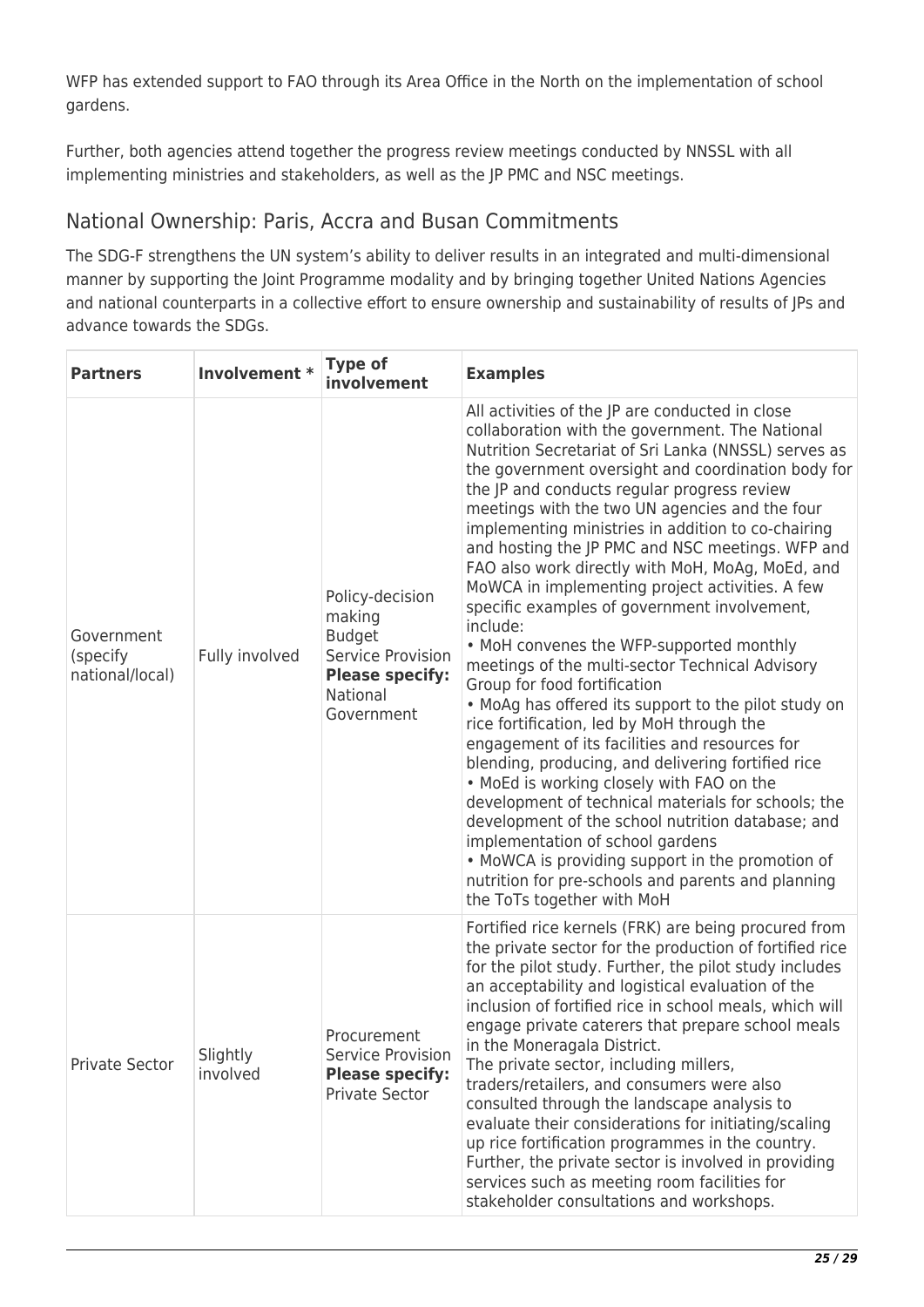WFP has extended support to FAO through its Area Office in the North on the implementation of school gardens.

Further, both agencies attend together the progress review meetings conducted by NNSSL with all implementing ministries and stakeholders, as well as the JP PMC and NSC meetings.

## National Ownership: Paris, Accra and Busan Commitments

The SDG-F strengthens the UN system's ability to deliver results in an integrated and multi-dimensional manner by supporting the Joint Programme modality and by bringing together United Nations Agencies and national counterparts in a collective effort to ensure ownership and sustainability of results of JPs and advance towards the SDGs.

| **Partners** | **Involvement \*** | **Type of involvement** | **Examples** |
|---|---|---|---|
| Government (specify national/local) | Fully involved | Policy-decision making<br>Budget<br>Service Provision<br>**Please specify:** National Government | All activities of the JP are conducted in close collaboration with the government. The National Nutrition Secretariat of Sri Lanka (NNSSL) serves as the government oversight and coordination body for the JP and conducts regular progress review meetings with the two UN agencies and the four implementing ministries in addition to co-chairing and hosting the JP PMC and NSC meetings. WFP and FAO also work directly with MoH, MoAg, MoEd, and MoWCA in implementing project activities. A few specific examples of government involvement, include:<br>• MoH convenes the WFP-supported monthly meetings of the multi-sector Technical Advisory Group for food fortification<br>• MoAg has offered its support to the pilot study on rice fortification, led by MoH through the engagement of its facilities and resources for blending, producing, and delivering fortified rice<br>• MoEd is working closely with FAO on the development of technical materials for schools; the development of the school nutrition database; and implementation of school gardens<br>• MoWCA is providing support in the promotion of nutrition for pre-schools and parents and planning the ToTs together with MoH |
| Private Sector | Slightly involved | Procurement<br>Service Provision<br>**Please specify:** Private Sector | Fortified rice kernels (FRK) are being procured from the private sector for the production of fortified rice for the pilot study. Further, the pilot study includes an acceptability and logistical evaluation of the inclusion of fortified rice in school meals, which will engage private caterers that prepare school meals in the Moneragala District.<br>The private sector, including millers, traders/retailers, and consumers were also consulted through the landscape analysis to evaluate their considerations for initiating/scaling up rice fortification programmes in the country. Further, the private sector is involved in providing services such as meeting room facilities for stakeholder consultations and workshops. |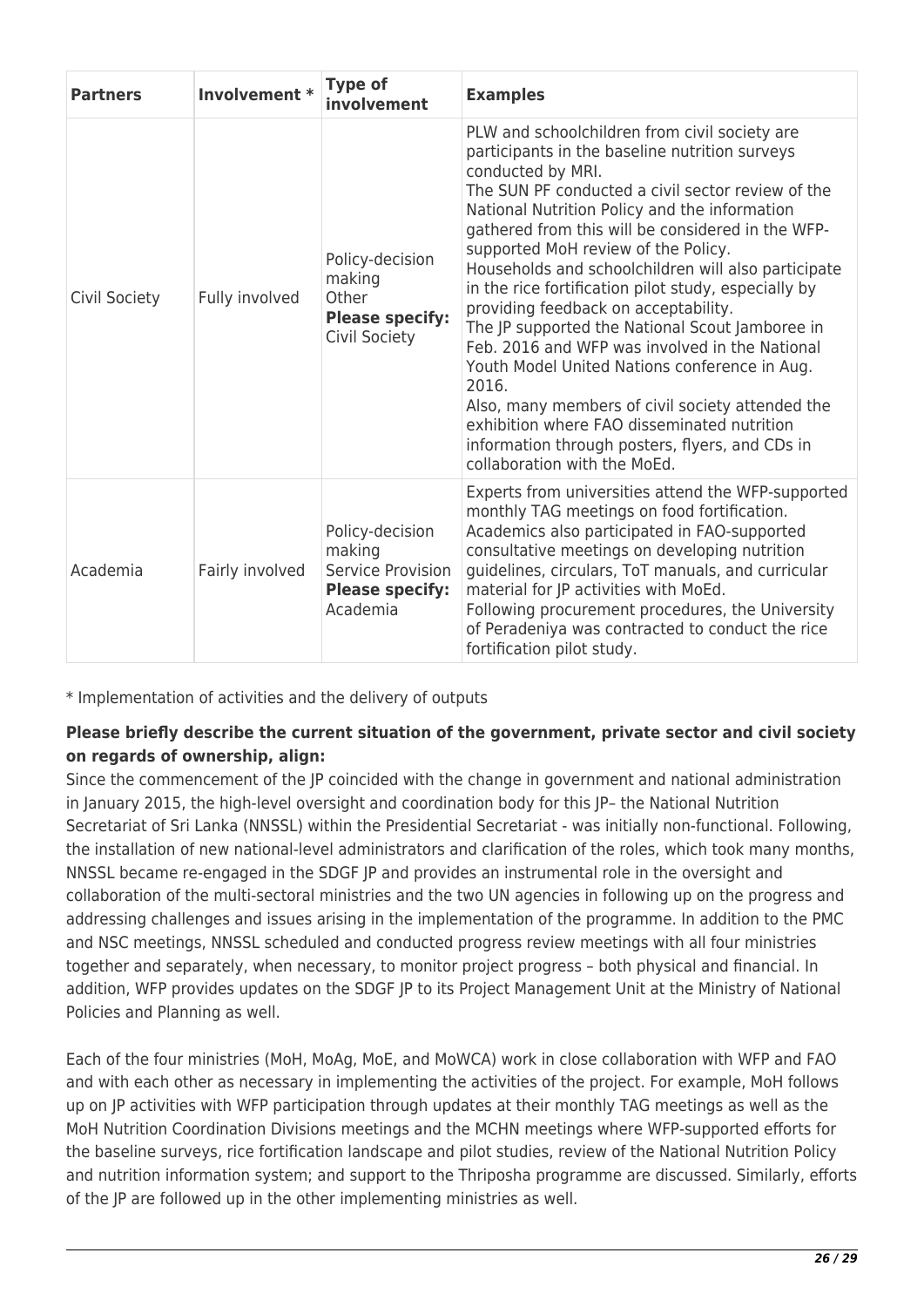| Partners | Involvement * | Type of involvement | Examples |
|---|---|---|---|
| Civil Society | Fully involved | Policy-decision making<br>Other<br>**Please specify:** Civil Society | PLW and schoolchildren from civil society are participants in the baseline nutrition surveys conducted by MRI.<br>The SUN PF conducted a civil sector review of the National Nutrition Policy and the information gathered from this will be considered in the WFP-supported MoH review of the Policy.<br>Households and schoolchildren will also participate in the rice fortification pilot study, especially by providing feedback on acceptability.<br>The JP supported the National Scout Jamboree in Feb. 2016 and WFP was involved in the National Youth Model United Nations conference in Aug. 2016.<br>Also, many members of civil society attended the exhibition where FAO disseminated nutrition information through posters, flyers, and CDs in collaboration with the MoEd. |
| Academia | Fairly involved | Policy-decision making<br>Service Provision<br>**Please specify:** Academia | Experts from universities attend the WFP-supported monthly TAG meetings on food fortification.<br>Academics also participated in FAO-supported consultative meetings on developing nutrition guidelines, circulars, ToT manuals, and curricular material for JP activities with MoEd.<br>Following procurement procedures, the University of Peradeniya was contracted to conduct the rice fortification pilot study. |

* Implementation of activities and the delivery of outputs

**Please briefly describe the current situation of the government, private sector and civil society on regards of ownership, align:**

Since the commencement of the JP coincided with the change in government and national administration in January 2015, the high-level oversight and coordination body for this JP– the National Nutrition Secretariat of Sri Lanka (NNSSL) within the Presidential Secretariat - was initially non-functional. Following, the installation of new national-level administrators and clarification of the roles, which took many months, NNSSL became re-engaged in the SDGF JP and provides an instrumental role in the oversight and collaboration of the multi-sectoral ministries and the two UN agencies in following up on the progress and addressing challenges and issues arising in the implementation of the programme. In addition to the PMC and NSC meetings, NNSSL scheduled and conducted progress review meetings with all four ministries together and separately, when necessary, to monitor project progress – both physical and financial. In addition, WFP provides updates on the SDGF JP to its Project Management Unit at the Ministry of National Policies and Planning as well.

Each of the four ministries (MoH, MoAg, MoE, and MoWCA) work in close collaboration with WFP and FAO and with each other as necessary in implementing the activities of the project. For example, MoH follows up on JP activities with WFP participation through updates at their monthly TAG meetings as well as the MoH Nutrition Coordination Divisions meetings and the MCHN meetings where WFP-supported efforts for the baseline surveys, rice fortification landscape and pilot studies, review of the National Nutrition Policy and nutrition information system; and support to the Thriposha programme are discussed. Similarly, efforts of the JP are followed up in the other implementing ministries as well.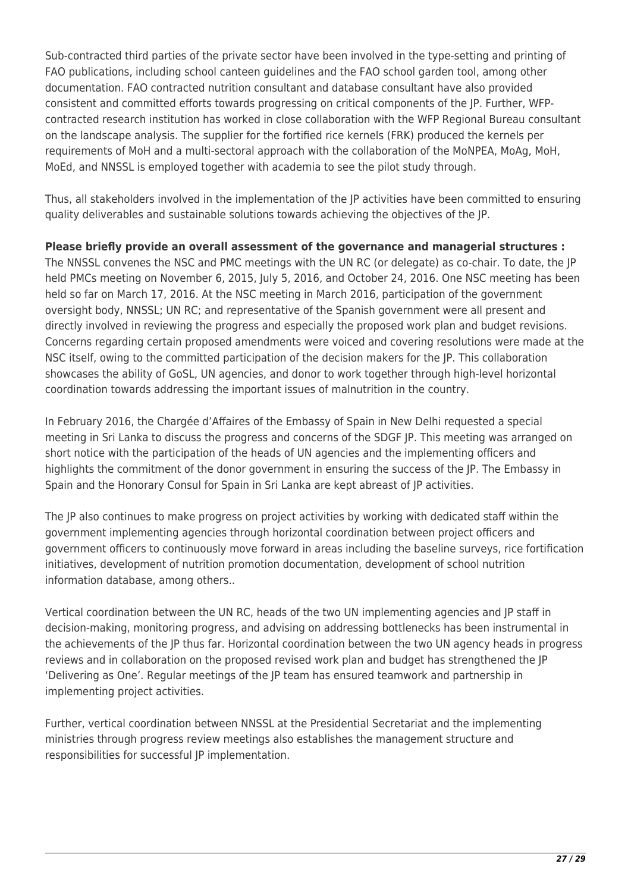Sub-contracted third parties of the private sector have been involved in the type-setting and printing of FAO publications, including school canteen guidelines and the FAO school garden tool, among other documentation. FAO contracted nutrition consultant and database consultant have also provided consistent and committed efforts towards progressing on critical components of the JP. Further, WFP-contracted research institution has worked in close collaboration with the WFP Regional Bureau consultant on the landscape analysis. The supplier for the fortified rice kernels (FRK) produced the kernels per requirements of MoH and a multi-sectoral approach with the collaboration of the MoNPEA, MoAg, MoH, MoEd, and NNSSL is employed together with academia to see the pilot study through.

Thus, all stakeholders involved in the implementation of the JP activities have been committed to ensuring quality deliverables and sustainable solutions towards achieving the objectives of the JP.

**Please briefly provide an overall assessment of the governance and managerial structures :**
The NNSSL convenes the NSC and PMC meetings with the UN RC (or delegate) as co-chair. To date, the JP held PMCs meeting on November 6, 2015, July 5, 2016, and October 24, 2016. One NSC meeting has been held so far on March 17, 2016. At the NSC meeting in March 2016, participation of the government oversight body, NNSSL; UN RC; and representative of the Spanish government were all present and directly involved in reviewing the progress and especially the proposed work plan and budget revisions. Concerns regarding certain proposed amendments were voiced and covering resolutions were made at the NSC itself, owing to the committed participation of the decision makers for the JP. This collaboration showcases the ability of GoSL, UN agencies, and donor to work together through high-level horizontal coordination towards addressing the important issues of malnutrition in the country.

In February 2016, the Chargée d'Affaires of the Embassy of Spain in New Delhi requested a special meeting in Sri Lanka to discuss the progress and concerns of the SDGF JP. This meeting was arranged on short notice with the participation of the heads of UN agencies and the implementing officers and highlights the commitment of the donor government in ensuring the success of the JP. The Embassy in Spain and the Honorary Consul for Spain in Sri Lanka are kept abreast of JP activities.

The JP also continues to make progress on project activities by working with dedicated staff within the government implementing agencies through horizontal coordination between project officers and government officers to continuously move forward in areas including the baseline surveys, rice fortification initiatives, development of nutrition promotion documentation, development of school nutrition information database, among others..

Vertical coordination between the UN RC, heads of the two UN implementing agencies and JP staff in decision-making, monitoring progress, and advising on addressing bottlenecks has been instrumental in the achievements of the JP thus far. Horizontal coordination between the two UN agency heads in progress reviews and in collaboration on the proposed revised work plan and budget has strengthened the JP 'Delivering as One'. Regular meetings of the JP team has ensured teamwork and partnership in implementing project activities.

Further, vertical coordination between NNSSL at the Presidential Secretariat and the implementing ministries through progress review meetings also establishes the management structure and responsibilities for successful JP implementation.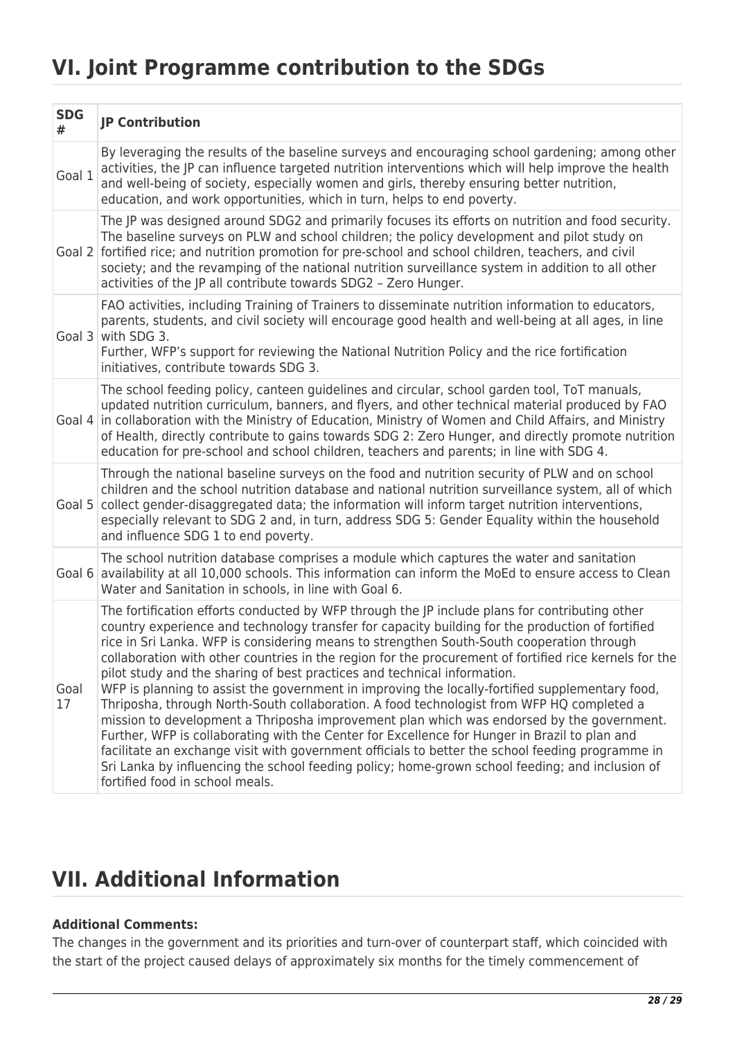# VI. Joint Programme contribution to the SDGs

| SDG # | JP Contribution |
|---|---|
| Goal 1 | By leveraging the results of the baseline surveys and encouraging school gardening; among other activities, the JP can influence targeted nutrition interventions which will help improve the health and well-being of society, especially women and girls, thereby ensuring better nutrition, education, and work opportunities, which in turn, helps to end poverty. |
| Goal 2 | The JP was designed around SDG2 and primarily focuses its efforts on nutrition and food security. The baseline surveys on PLW and school children; the policy development and pilot study on fortified rice; and nutrition promotion for pre-school and school children, teachers, and civil society; and the revamping of the national nutrition surveillance system in addition to all other activities of the JP all contribute towards SDG2 – Zero Hunger. |
| Goal 3 | FAO activities, including Training of Trainers to disseminate nutrition information to educators, parents, students, and civil society will encourage good health and well-being at all ages, in line with SDG 3.<br>Further, WFP's support for reviewing the National Nutrition Policy and the rice fortification initiatives, contribute towards SDG 3. |
| Goal 4 | The school feeding policy, canteen guidelines and circular, school garden tool, ToT manuals, updated nutrition curriculum, banners, and flyers, and other technical material produced by FAO in collaboration with the Ministry of Education, Ministry of Women and Child Affairs, and Ministry of Health, directly contribute to gains towards SDG 2: Zero Hunger, and directly promote nutrition education for pre-school and school children, teachers and parents; in line with SDG 4. |
| Goal 5 | Through the national baseline surveys on the food and nutrition security of PLW and on school children and the school nutrition database and national nutrition surveillance system, all of which collect gender-disaggregated data; the information will inform target nutrition interventions, especially relevant to SDG 2 and, in turn, address SDG 5: Gender Equality within the household and influence SDG 1 to end poverty. |
| Goal 6 | The school nutrition database comprises a module which captures the water and sanitation availability at all 10,000 schools. This information can inform the MoEd to ensure access to Clean Water and Sanitation in schools, in line with Goal 6. |
| Goal 17 | The fortification efforts conducted by WFP through the JP include plans for contributing other country experience and technology transfer for capacity building for the production of fortified rice in Sri Lanka. WFP is considering means to strengthen South-South cooperation through collaboration with other countries in the region for the procurement of fortified rice kernels for the pilot study and the sharing of best practices and technical information.<br>WFP is planning to assist the government in improving the locally-fortified supplementary food, Thriposha, through North-South collaboration. A food technologist from WFP HQ completed a mission to development a Thriposha improvement plan which was endorsed by the government. Further, WFP is collaborating with the Center for Excellence for Hunger in Brazil to plan and facilitate an exchange visit with government officials to better the school feeding programme in Sri Lanka by influencing the school feeding policy; home-grown school feeding; and inclusion of fortified food in school meals. |

# VII. Additional Information

**Additional Comments:**

The changes in the government and its priorities and turn-over of counterpart staff, which coincided with the start of the project caused delays of approximately six months for the timely commencement of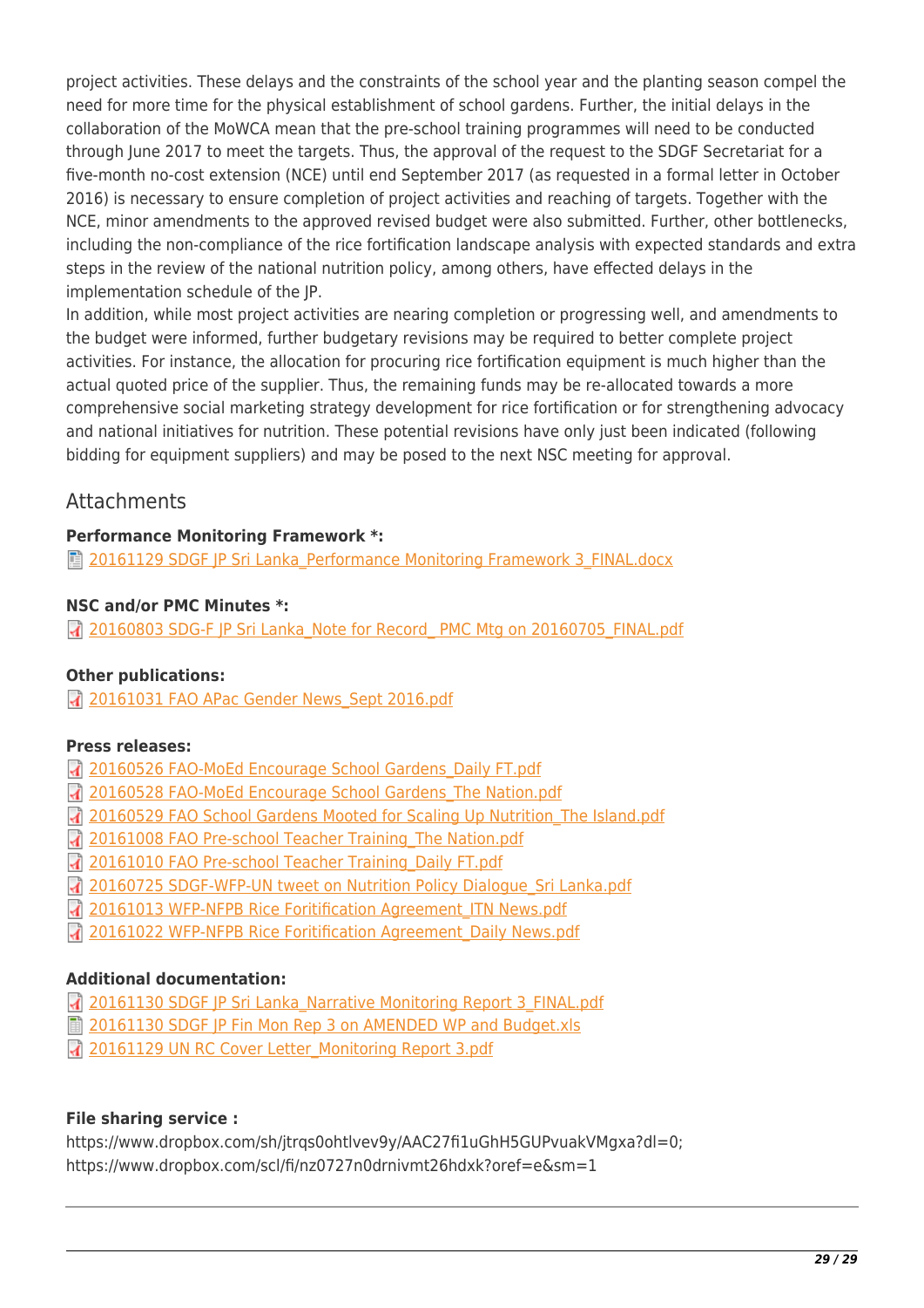project activities. These delays and the constraints of the school year and the planting season compel the need for more time for the physical establishment of school gardens. Further, the initial delays in the collaboration of the MoWCA mean that the pre-school training programmes will need to be conducted through June 2017 to meet the targets. Thus, the approval of the request to the SDGF Secretariat for a five-month no-cost extension (NCE) until end September 2017 (as requested in a formal letter in October 2016) is necessary to ensure completion of project activities and reaching of targets. Together with the NCE, minor amendments to the approved revised budget were also submitted. Further, other bottlenecks, including the non-compliance of the rice fortification landscape analysis with expected standards and extra steps in the review of the national nutrition policy, among others, have effected delays in the implementation schedule of the JP.
In addition, while most project activities are nearing completion or progressing well, and amendments to the budget were informed, further budgetary revisions may be required to better complete project activities. For instance, the allocation for procuring rice fortification equipment is much higher than the actual quoted price of the supplier. Thus, the remaining funds may be re-allocated towards a more comprehensive social marketing strategy development for rice fortification or for strengthening advocacy and national initiatives for nutrition. These potential revisions have only just been indicated (following bidding for equipment suppliers) and may be posed to the next NSC meeting for approval.

## Attachments

**Performance Monitoring Framework *:**

20161129 SDGF JP Sri Lanka_Performance Monitoring Framework 3_FINAL.docx

**NSC and/or PMC Minutes *:**

20160803 SDG-F JP Sri Lanka_Note for Record_ PMC Mtg on 20160705_FINAL.pdf

**Other publications:**

20161031 FAO APac Gender News_Sept 2016.pdf

**Press releases:**

20160526 FAO-MoEd Encourage School Gardens_Daily FT.pdf
20160528 FAO-MoEd Encourage School Gardens_The Nation.pdf
20160529 FAO School Gardens Mooted for Scaling Up Nutrition_The Island.pdf
20161008 FAO Pre-school Teacher Training_The Nation.pdf
20161010 FAO Pre-school Teacher Training_Daily FT.pdf
20160725 SDGF-WFP-UN tweet on Nutrition Policy Dialogue_Sri Lanka.pdf
20161013 WFP-NFPB Rice Foritification Agreement_ITN News.pdf
20161022 WFP-NFPB Rice Foritification Agreement_Daily News.pdf

**Additional documentation:**

20161130 SDGF JP Sri Lanka_Narrative Monitoring Report 3_FINAL.pdf
20161130 SDGF JP Fin Mon Rep 3 on AMENDED WP and Budget.xls
20161129 UN RC Cover Letter_Monitoring Report 3.pdf

**File sharing service :**

https://www.dropbox.com/sh/jtrqs0ohtlvev9y/AAC27fi1uGhH5GUPvuakVMgxa?dl=0;
https://www.dropbox.com/scl/fi/nz0727n0drnivmt26hdxk?oref=e&sm=1